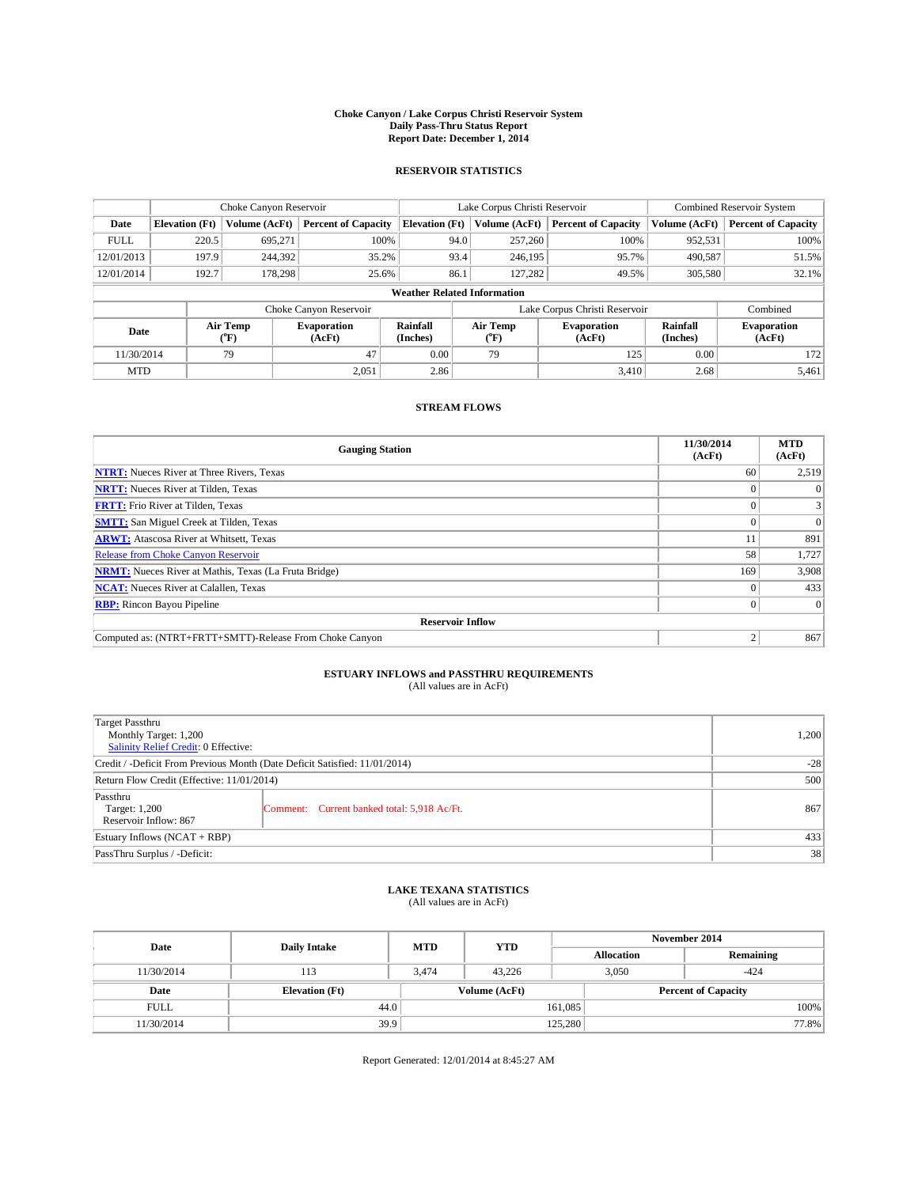# Choke Canyon / Lake Corpus Christi Reservoir System
## Daily Pass-Thru Status Report
### Report Date: December 1, 2014

## RESERVOIR STATISTICS

| | Choke Canyon Reservoir | | | Lake Corpus Christi Reservoir | | | Combined Reservoir System | |
|---|---|---|---|---|---|---|---|---|
| Date | Elevation (Ft) | Volume (AcFt) | Percent of Capacity | Elevation (Ft) | Volume (AcFt) | Percent of Capacity | Volume (AcFt) | Percent of Capacity |
| FULL | 220.5 | 695,271 | 100% | 94.0 | 257,260 | 100% | 952,531 | 100% |
| 12/01/2013 | 197.9 | 244,392 | 35.2% | 93.4 | 246,195 | 95.7% | 490,587 | 51.5% |
| 12/01/2014 | 192.7 | 178,298 | 25.6% | 86.1 | 127,282 | 49.5% | 305,580 | 32.1% |

**Weather Related Information**

| | Choke Canyon Reservoir | | | Lake Corpus Christi Reservoir | | | Combined |
|---|---|---|---|---|---|---|---|
| Date | Air Temp (°F) | Evaporation (AcFt) | Rainfall (Inches) | Air Temp (°F) | Evaporation (AcFt) | Rainfall (Inches) | Evaporation (AcFt) |
| 11/30/2014 | 79 | 47 | 0.00 | 79 | 125 | 0.00 | 172 |
| MTD | | 2,051 | 2.86 | | 3,410 | 2.68 | 5,461 |

## STREAM FLOWS

| Gauging Station | 11/30/2014 (AcFt) | MTD (AcFt) |
|---|---|---|
| NTRT: Nueces River at Three Rivers, Texas | 60 | 2,519 |
| NRTT: Nueces River at Tilden, Texas | 0 | 0 |
| FRTT: Frio River at Tilden, Texas | 0 | 3 |
| SMTT: San Miguel Creek at Tilden, Texas | 0 | 0 |
| ARWT: Atascosa River at Whitsett, Texas | 11 | 891 |
| Release from Choke Canyon Reservoir | 58 | 1,727 |
| NRMT: Nueces River at Mathis, Texas (La Fruta Bridge) | 169 | 3,908 |
| NCAT: Nueces River at Calallen, Texas | 0 | 433 |
| RBP: Rincon Bayou Pipeline | 0 | 0 |
| **Reservoir Inflow** | | |
| Computed as: (NTRT+FRTT+SMTT)-Release From Choke Canyon | 2 | 867 |

## ESTUARY INFLOWS and PASSTHRU REQUIREMENTS
(All values are in AcFt)

| | |
|---|---|
| Target Passthru<br>Monthly Target: 1,200<br>Salinity Relief Credit: 0 Effective: | 1,200 |
| Credit / -Deficit From Previous Month (Date Deficit Satisfied: 11/01/2014) | -28 |
| Return Flow Credit (Effective: 11/01/2014) | 500 |
| Passthru<br>Target: 1,200<br>Reservoir Inflow: 867 — Comment: Current banked total: 5,918 Ac/Ft. | 867 |
| Estuary Inflows (NCAT + RBP) | 433 |
| PassThru Surplus / -Deficit: | 38 |

## LAKE TEXANA STATISTICS
(All values are in AcFt)

| Date | Daily Intake | MTD | YTD | November 2014 Allocation | November 2014 Remaining |
|---|---|---|---|---|---|
| 11/30/2014 | 113 | 3,474 | 43,226 | 3,050 | -424 |

| Date | Elevation (Ft) | Volume (AcFt) | Percent of Capacity |
|---|---|---|---|
| FULL | 44.0 | 161,085 | 100% |
| 11/30/2014 | 39.9 | 125,280 | 77.8% |

Report Generated: 12/01/2014 at 8:45:27 AM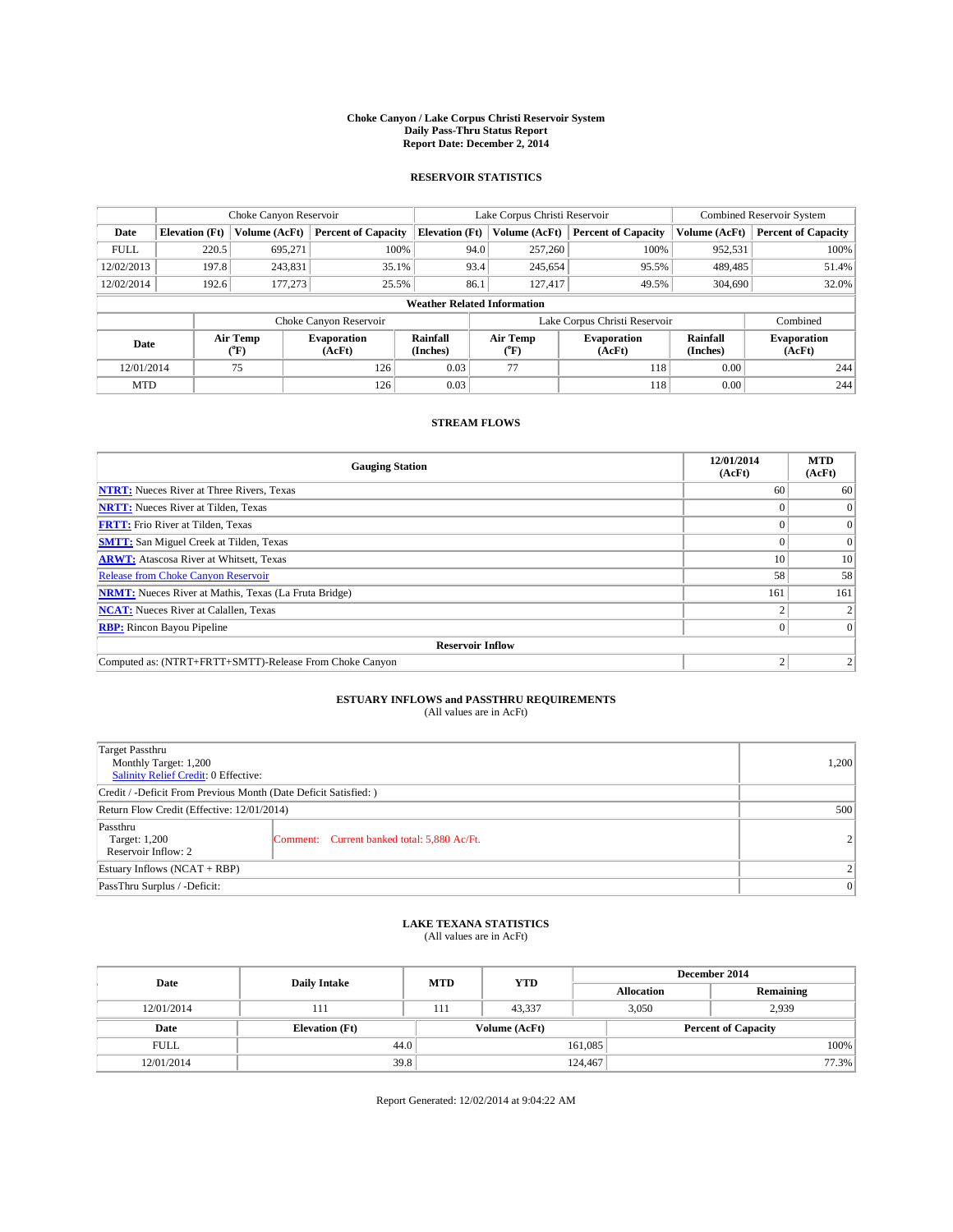# Choke Canyon / Lake Corpus Christi Reservoir System
## Daily Pass-Thru Status Report
## Report Date: December 2, 2014

### RESERVOIR STATISTICS

| | Choke Canyon Reservoir | | | Lake Corpus Christi Reservoir | | | Combined Reservoir System | |
|---|---|---|---|---|---|---|---|---|
| Date | Elevation (Ft) | Volume (AcFt) | Percent of Capacity | Elevation (Ft) | Volume (AcFt) | Percent of Capacity | Volume (AcFt) | Percent of Capacity |
| FULL | 220.5 | 695,271 | 100% | 94.0 | 257,260 | 100% | 952,531 | 100% |
| 12/02/2013 | 197.8 | 243,831 | 35.1% | 93.4 | 245,654 | 95.5% | 489,485 | 51.4% |
| 12/02/2014 | 192.6 | 177,273 | 25.5% | 86.1 | 127,417 | 49.5% | 304,690 | 32.0% |

**Weather Related Information**

| | Choke Canyon Reservoir | | | Lake Corpus Christi Reservoir | | | Combined |
|---|---|---|---|---|---|---|---|
| Date | Air Temp (°F) | Evaporation (AcFt) | Rainfall (Inches) | Air Temp (°F) | Evaporation (AcFt) | Rainfall (Inches) | Evaporation (AcFt) |
| 12/01/2014 | 75 | 126 | 0.03 | 77 | 118 | 0.00 | 244 |
| MTD | | 126 | 0.03 | | 118 | 0.00 | 244 |

### STREAM FLOWS

| Gauging Station | 12/01/2014 (AcFt) | MTD (AcFt) |
|---|---|---|
| NTRT: Nueces River at Three Rivers, Texas | 60 | 60 |
| NRTT: Nueces River at Tilden, Texas | 0 | 0 |
| FRTT: Frio River at Tilden, Texas | 0 | 0 |
| SMTT: San Miguel Creek at Tilden, Texas | 0 | 0 |
| ARWT: Atascosa River at Whitsett, Texas | 10 | 10 |
| Release from Choke Canyon Reservoir | 58 | 58 |
| NRMT: Nueces River at Mathis, Texas (La Fruta Bridge) | 161 | 161 |
| NCAT: Nueces River at Calallen, Texas | 2 | 2 |
| RBP: Rincon Bayou Pipeline | 0 | 0 |
| **Reservoir Inflow** | | |
| Computed as: (NTRT+FRTT+SMTT)-Release From Choke Canyon | 2 | 2 |

### ESTUARY INFLOWS and PASSTHRU REQUIREMENTS
(All values are in AcFt)

| | | |
|---|---|---|
| Target Passthru<br>Monthly Target: 1,200<br>Salinity Relief Credit: 0 Effective: | | 1,200 |
| Credit / -Deficit From Previous Month (Date Deficit Satisfied: ) | | |
| Return Flow Credit (Effective: 12/01/2014) | | 500 |
| Passthru<br>Target: 1,200<br>Reservoir Inflow: 2 | Comment: Current banked total: 5,880 Ac/Ft. | 2 |
| Estuary Inflows (NCAT + RBP) | | 2 |
| PassThru Surplus / -Deficit: | | 0 |

### LAKE TEXANA STATISTICS
(All values are in AcFt)

| Date | Daily Intake | MTD | YTD | December 2014 Allocation | December 2014 Remaining |
|---|---|---|---|---|---|
| 12/01/2014 | 111 | 111 | 43,337 | 3,050 | 2,939 |

| Date | Elevation (Ft) | Volume (AcFt) | Percent of Capacity |
|---|---|---|---|
| FULL | 44.0 | 161,085 | 100% |
| 12/01/2014 | 39.8 | 124,467 | 77.3% |

Report Generated: 12/02/2014 at 9:04:22 AM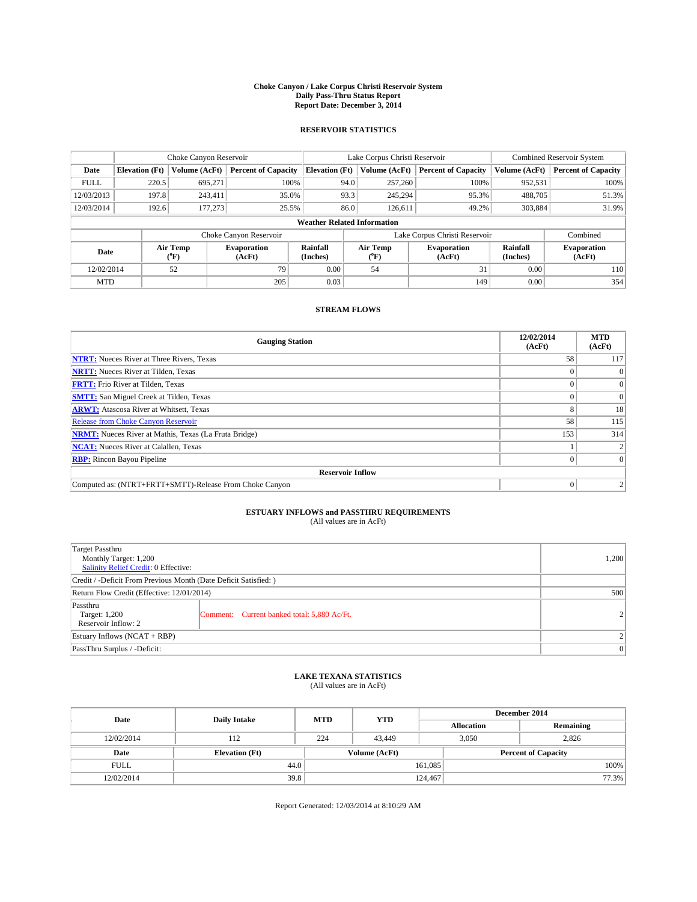# Choke Canyon / Lake Corpus Christi Reservoir System
## Daily Pass-Thru Status Report
## Report Date: December 3, 2014

### RESERVOIR STATISTICS

| | Choke Canyon Reservoir | | | Lake Corpus Christi Reservoir | | | Combined Reservoir System | |
|---|---|---|---|---|---|---|---|---|
| Date | Elevation (Ft) | Volume (AcFt) | Percent of Capacity | Elevation (Ft) | Volume (AcFt) | Percent of Capacity | Volume (AcFt) | Percent of Capacity |
| FULL | 220.5 | 695,271 | 100% | 94.0 | 257,260 | 100% | 952,531 | 100% |
| 12/03/2013 | 197.8 | 243,411 | 35.0% | 93.3 | 245,294 | 95.3% | 488,705 | 51.3% |
| 12/03/2014 | 192.6 | 177,273 | 25.5% | 86.0 | 126,611 | 49.2% | 303,884 | 31.9% |

**Weather Related Information**

| | Choke Canyon Reservoir | | | Lake Corpus Christi Reservoir | | | Combined |
|---|---|---|---|---|---|---|---|
| Date | Air Temp (°F) | Evaporation (AcFt) | Rainfall (Inches) | Air Temp (°F) | Evaporation (AcFt) | Rainfall (Inches) | Evaporation (AcFt) |
| 12/02/2014 | 52 | 79 | 0.00 | 54 | 31 | 0.00 | 110 |
| MTD | | 205 | 0.03 | | 149 | 0.00 | 354 |

### STREAM FLOWS

| Gauging Station | 12/02/2014 (AcFt) | MTD (AcFt) |
|---|---|---|
| **NTRT:** Nueces River at Three Rivers, Texas | 58 | 117 |
| **NRTT:** Nueces River at Tilden, Texas | 0 | 0 |
| **FRTT:** Frio River at Tilden, Texas | 0 | 0 |
| **SMTT:** San Miguel Creek at Tilden, Texas | 0 | 0 |
| **ARWT:** Atascosa River at Whitsett, Texas | 8 | 18 |
| Release from Choke Canyon Reservoir | 58 | 115 |
| **NRMT:** Nueces River at Mathis, Texas (La Fruta Bridge) | 153 | 314 |
| **NCAT:** Nueces River at Calallen, Texas | 1 | 2 |
| **RBP:** Rincon Bayou Pipeline | 0 | 0 |
| **Reservoir Inflow** | | |
| Computed as: (NTRT+FRTT+SMTT)-Release From Choke Canyon | 0 | 2 |

### ESTUARY INFLOWS and PASSTHRU REQUIREMENTS
(All values are in AcFt)

| | | |
|---|---|---|
| Target Passthru<br>Monthly Target: 1,200<br>Salinity Relief Credit: 0 Effective: | | 1,200 |
| Credit / -Deficit From Previous Month (Date Deficit Satisfied: ) | | |
| Return Flow Credit (Effective: 12/01/2014) | | 500 |
| Passthru<br>Target: 1,200<br>Reservoir Inflow: 2 | Comment: Current banked total: 5,880 Ac/Ft. | 2 |
| Estuary Inflows (NCAT + RBP) | | 2 |
| PassThru Surplus / -Deficit: | | 0 |

### LAKE TEXANA STATISTICS
(All values are in AcFt)

| Date | Daily Intake | MTD | YTD | December 2014 Allocation | December 2014 Remaining |
|---|---|---|---|---|---|
| 12/02/2014 | 112 | 224 | 43,449 | 3,050 | 2,826 |

| Date | Elevation (Ft) | Volume (AcFt) | Percent of Capacity |
|---|---|---|---|
| FULL | 44.0 | 161,085 | 100% |
| 12/02/2014 | 39.8 | 124,467 | 77.3% |

Report Generated: 12/03/2014 at 8:10:29 AM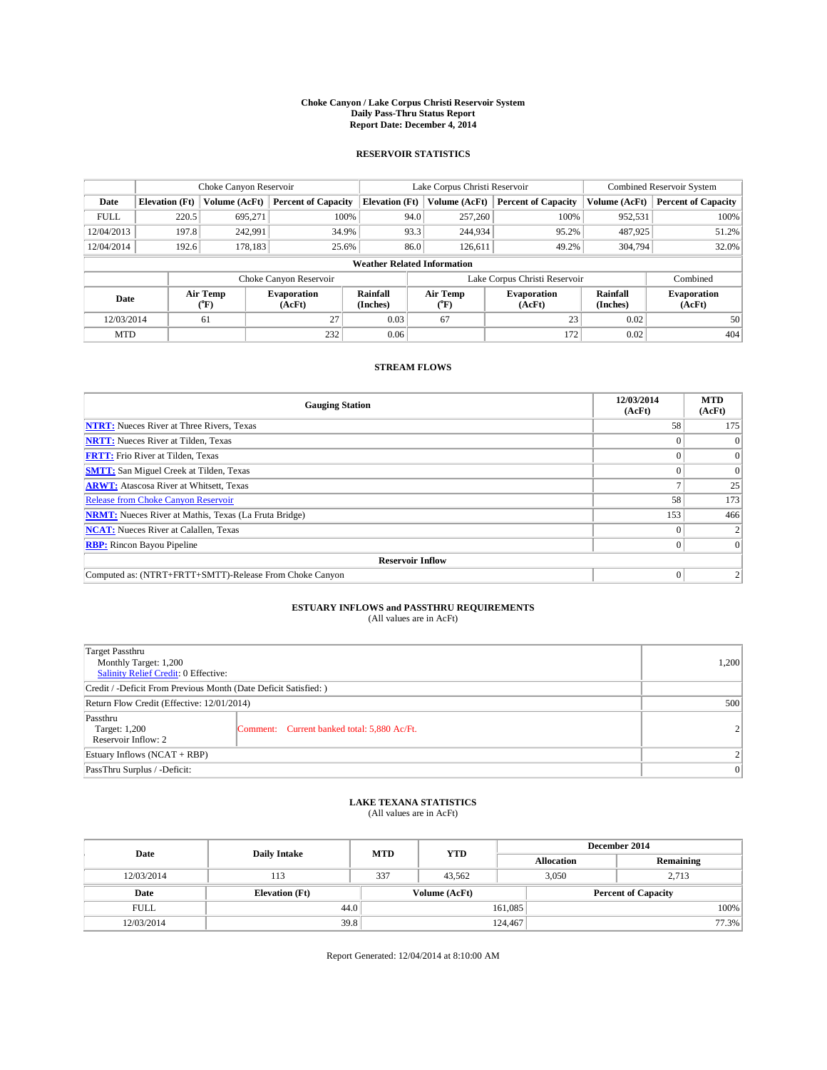# Choke Canyon / Lake Corpus Christi Reservoir System
## Daily Pass-Thru Status Report
## Report Date: December 4, 2014

### RESERVOIR STATISTICS

| | Choke Canyon Reservoir | | | Lake Corpus Christi Reservoir | | | Combined Reservoir System | |
|---|---|---|---|---|---|---|---|---|
| Date | Elevation (Ft) | Volume (AcFt) | Percent of Capacity | Elevation (Ft) | Volume (AcFt) | Percent of Capacity | Volume (AcFt) | Percent of Capacity |
| FULL | 220.5 | 695,271 | 100% | 94.0 | 257,260 | 100% | 952,531 | 100% |
| 12/04/2013 | 197.8 | 242,991 | 34.9% | 93.3 | 244,934 | 95.2% | 487,925 | 51.2% |
| 12/04/2014 | 192.6 | 178,183 | 25.6% | 86.0 | 126,611 | 49.2% | 304,794 | 32.0% |

**Weather Related Information**

| | Choke Canyon Reservoir | | | Lake Corpus Christi Reservoir | | | Combined |
|---|---|---|---|---|---|---|---|
| Date | Air Temp (°F) | Evaporation (AcFt) | Rainfall (Inches) | Air Temp (°F) | Evaporation (AcFt) | Rainfall (Inches) | Evaporation (AcFt) |
| 12/03/2014 | 61 | 27 | 0.03 | 67 | 23 | 0.02 | 50 |
| MTD | | 232 | 0.06 | | 172 | 0.02 | 404 |

### STREAM FLOWS

| Gauging Station | 12/03/2014 (AcFt) | MTD (AcFt) |
|---|---|---|
| NTRT: Nueces River at Three Rivers, Texas | 58 | 175 |
| NRTT: Nueces River at Tilden, Texas | 0 | 0 |
| FRTT: Frio River at Tilden, Texas | 0 | 0 |
| SMTT: San Miguel Creek at Tilden, Texas | 0 | 0 |
| ARWT: Atascosa River at Whitsett, Texas | 7 | 25 |
| Release from Choke Canyon Reservoir | 58 | 173 |
| NRMT: Nueces River at Mathis, Texas (La Fruta Bridge) | 153 | 466 |
| NCAT: Nueces River at Calallen, Texas | 0 | 2 |
| RBP: Rincon Bayou Pipeline | 0 | 0 |
| **Reservoir Inflow** | | |
| Computed as: (NTRT+FRTT+SMTT)-Release From Choke Canyon | 0 | 2 |

### ESTUARY INFLOWS and PASSTHRU REQUIREMENTS
(All values are in AcFt)

| | | |
|---|---|---|
| Target Passthru<br>Monthly Target: 1,200<br>Salinity Relief Credit: 0 Effective: | | 1,200 |
| Credit / -Deficit From Previous Month (Date Deficit Satisfied: ) | | |
| Return Flow Credit (Effective: 12/01/2014) | | 500 |
| Passthru<br>Target: 1,200<br>Reservoir Inflow: 2 | Comment: Current banked total: 5,880 Ac/Ft. | 2 |
| Estuary Inflows (NCAT + RBP) | | 2 |
| PassThru Surplus / -Deficit: | | 0 |

### LAKE TEXANA STATISTICS
(All values are in AcFt)

| Date | Daily Intake | MTD | YTD | December 2014 Allocation | December 2014 Remaining |
|---|---|---|---|---|---|
| 12/03/2014 | 113 | 337 | 43,562 | 3,050 | 2,713 |

| Date | Elevation (Ft) | Volume (AcFt) | Percent of Capacity |
|---|---|---|---|
| FULL | 44.0 | 161,085 | 100% |
| 12/03/2014 | 39.8 | 124,467 | 77.3% |

Report Generated: 12/04/2014 at 8:10:00 AM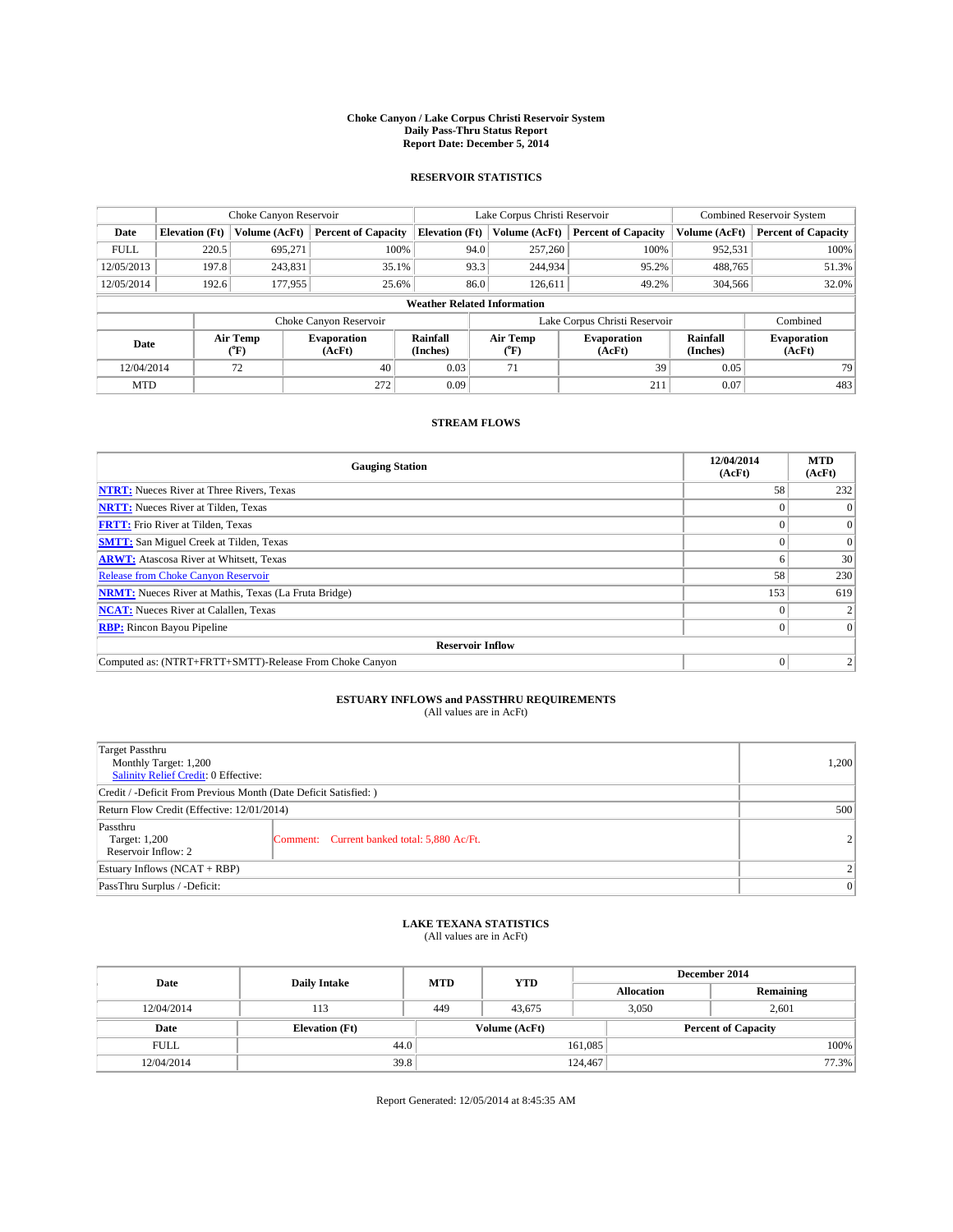**Choke Canyon / Lake Corpus Christi Reservoir System**
**Daily Pass-Thru Status Report**
**Report Date: December 5, 2014**

## RESERVOIR STATISTICS

| | Choke Canyon Reservoir | | | Lake Corpus Christi Reservoir | | | Combined Reservoir System | |
|---|---|---|---|---|---|---|---|---|
| Date | Elevation (Ft) | Volume (AcFt) | Percent of Capacity | Elevation (Ft) | Volume (AcFt) | Percent of Capacity | Volume (AcFt) | Percent of Capacity |
| FULL | 220.5 | 695,271 | 100% | 94.0 | 257,260 | 100% | 952,531 | 100% |
| 12/05/2013 | 197.8 | 243,831 | 35.1% | 93.3 | 244,934 | 95.2% | 488,765 | 51.3% |
| 12/05/2014 | 192.6 | 177,955 | 25.6% | 86.0 | 126,611 | 49.2% | 304,566 | 32.0% |

**Weather Related Information**

| | Choke Canyon Reservoir | | | Lake Corpus Christi Reservoir | | | Combined |
|---|---|---|---|---|---|---|---|
| Date | Air Temp (°F) | Evaporation (AcFt) | Rainfall (Inches) | Air Temp (°F) | Evaporation (AcFt) | Rainfall (Inches) | Evaporation (AcFt) |
| 12/04/2014 | 72 | 40 | 0.03 | 71 | 39 | 0.05 | 79 |
| MTD | | 272 | 0.09 | | 211 | 0.07 | 483 |

## STREAM FLOWS

| Gauging Station | 12/04/2014 (AcFt) | MTD (AcFt) |
|---|---|---|
| NTRT: Nueces River at Three Rivers, Texas | 58 | 232 |
| NRTT: Nueces River at Tilden, Texas | 0 | 0 |
| FRTT: Frio River at Tilden, Texas | 0 | 0 |
| SMTT: San Miguel Creek at Tilden, Texas | 0 | 0 |
| ARWT: Atascosa River at Whitsett, Texas | 6 | 30 |
| Release from Choke Canyon Reservoir | 58 | 230 |
| NRMT: Nueces River at Mathis, Texas (La Fruta Bridge) | 153 | 619 |
| NCAT: Nueces River at Calallen, Texas | 0 | 2 |
| RBP: Rincon Bayou Pipeline | 0 | 0 |
| **Reservoir Inflow** | | |
| Computed as: (NTRT+FRTT+SMTT)-Release From Choke Canyon | 0 | 2 |

## ESTUARY INFLOWS and PASSTHRU REQUIREMENTS
(All values are in AcFt)

| | | |
|---|---|---|
| Target Passthru<br>Monthly Target: 1,200<br>Salinity Relief Credit: 0 Effective: | | 1,200 |
| Credit / -Deficit From Previous Month (Date Deficit Satisfied: ) | | |
| Return Flow Credit (Effective: 12/01/2014) | | 500 |
| Passthru<br>Target: 1,200<br>Reservoir Inflow: 2 | Comment: Current banked total: 5,880 Ac/Ft. | 2 |
| Estuary Inflows (NCAT + RBP) | | 2 |
| PassThru Surplus / -Deficit: | | 0 |

## LAKE TEXANA STATISTICS
(All values are in AcFt)

| Date | Daily Intake | MTD | YTD | December 2014 Allocation | December 2014 Remaining |
|---|---|---|---|---|---|
| 12/04/2014 | 113 | 449 | 43,675 | 3,050 | 2,601 |

| Date | Elevation (Ft) | Volume (AcFt) | Percent of Capacity |
|---|---|---|---|
| FULL | 44.0 | 161,085 | 100% |
| 12/04/2014 | 39.8 | 124,467 | 77.3% |

Report Generated: 12/05/2014 at 8:45:35 AM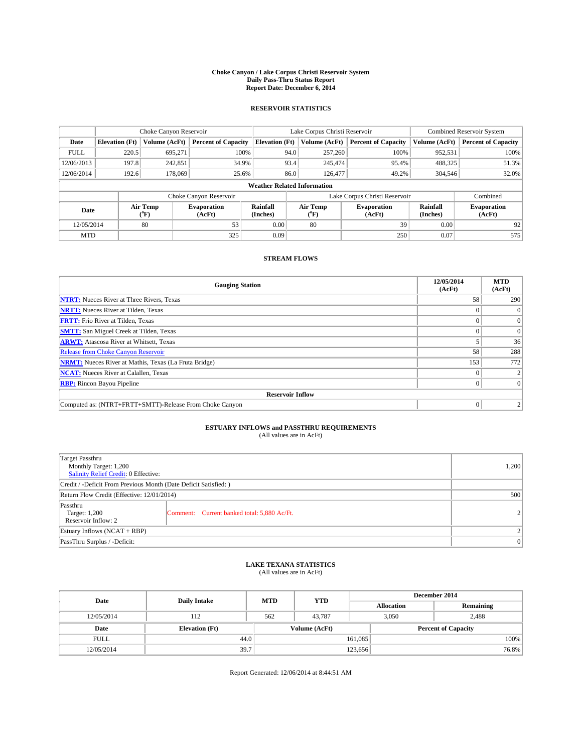# Choke Canyon / Lake Corpus Christi Reservoir System
## Daily Pass-Thru Status Report
## Report Date: December 6, 2014

### RESERVOIR STATISTICS

| | Choke Canyon Reservoir | | | Lake Corpus Christi Reservoir | | | Combined Reservoir System | |
|---|---|---|---|---|---|---|---|---|
| Date | Elevation (Ft) | Volume (AcFt) | Percent of Capacity | Elevation (Ft) | Volume (AcFt) | Percent of Capacity | Volume (AcFt) | Percent of Capacity |
| FULL | 220.5 | 695,271 | 100% | 94.0 | 257,260 | 100% | 952,531 | 100% |
| 12/06/2013 | 197.8 | 242,851 | 34.9% | 93.4 | 245,474 | 95.4% | 488,325 | 51.3% |
| 12/06/2014 | 192.6 | 178,069 | 25.6% | 86.0 | 126,477 | 49.2% | 304,546 | 32.0% |

**Weather Related Information**

| | Choke Canyon Reservoir | | | Lake Corpus Christi Reservoir | | | Combined |
|---|---|---|---|---|---|---|---|
| Date | Air Temp (°F) | Evaporation (AcFt) | Rainfall (Inches) | Air Temp (°F) | Evaporation (AcFt) | Rainfall (Inches) | Evaporation (AcFt) |
| 12/05/2014 | 80 | 53 | 0.00 | 80 | 39 | 0.00 | 92 |
| MTD | | 325 | 0.09 | | 250 | 0.07 | 575 |

### STREAM FLOWS

| Gauging Station | 12/05/2014 (AcFt) | MTD (AcFt) |
|---|---|---|
| NTRT: Nueces River at Three Rivers, Texas | 58 | 290 |
| NRTT: Nueces River at Tilden, Texas | 0 | 0 |
| FRTT: Frio River at Tilden, Texas | 0 | 0 |
| SMTT: San Miguel Creek at Tilden, Texas | 0 | 0 |
| ARWT: Atascosa River at Whitsett, Texas | 5 | 36 |
| Release from Choke Canyon Reservoir | 58 | 288 |
| NRMT: Nueces River at Mathis, Texas (La Fruta Bridge) | 153 | 772 |
| NCAT: Nueces River at Calallen, Texas | 0 | 2 |
| RBP: Rincon Bayou Pipeline | 0 | 0 |
| **Reservoir Inflow** | | |
| Computed as: (NTRT+FRTT+SMTT)-Release From Choke Canyon | 0 | 2 |

### ESTUARY INFLOWS and PASSTHRU REQUIREMENTS
(All values are in AcFt)

| | | |
|---|---|---|
| Target Passthru<br>Monthly Target: 1,200<br>Salinity Relief Credit: 0 Effective: | | 1,200 |
| Credit / -Deficit From Previous Month (Date Deficit Satisfied: ) | | |
| Return Flow Credit (Effective: 12/01/2014) | | 500 |
| Passthru<br>Target: 1,200<br>Reservoir Inflow: 2 | Comment: Current banked total: 5,880 Ac/Ft. | 2 |
| Estuary Inflows (NCAT + RBP) | | 2 |
| PassThru Surplus / -Deficit: | | 0 |

### LAKE TEXANA STATISTICS
(All values are in AcFt)

| Date | Daily Intake | MTD | YTD | December 2014 Allocation | December 2014 Remaining |
|---|---|---|---|---|---|
| 12/05/2014 | 112 | 562 | 43,787 | 3,050 | 2,488 |

| Date | Elevation (Ft) | Volume (AcFt) | Percent of Capacity |
|---|---|---|---|
| FULL | 44.0 | 161,085 | 100% |
| 12/05/2014 | 39.7 | 123,656 | 76.8% |

Report Generated: 12/06/2014 at 8:44:51 AM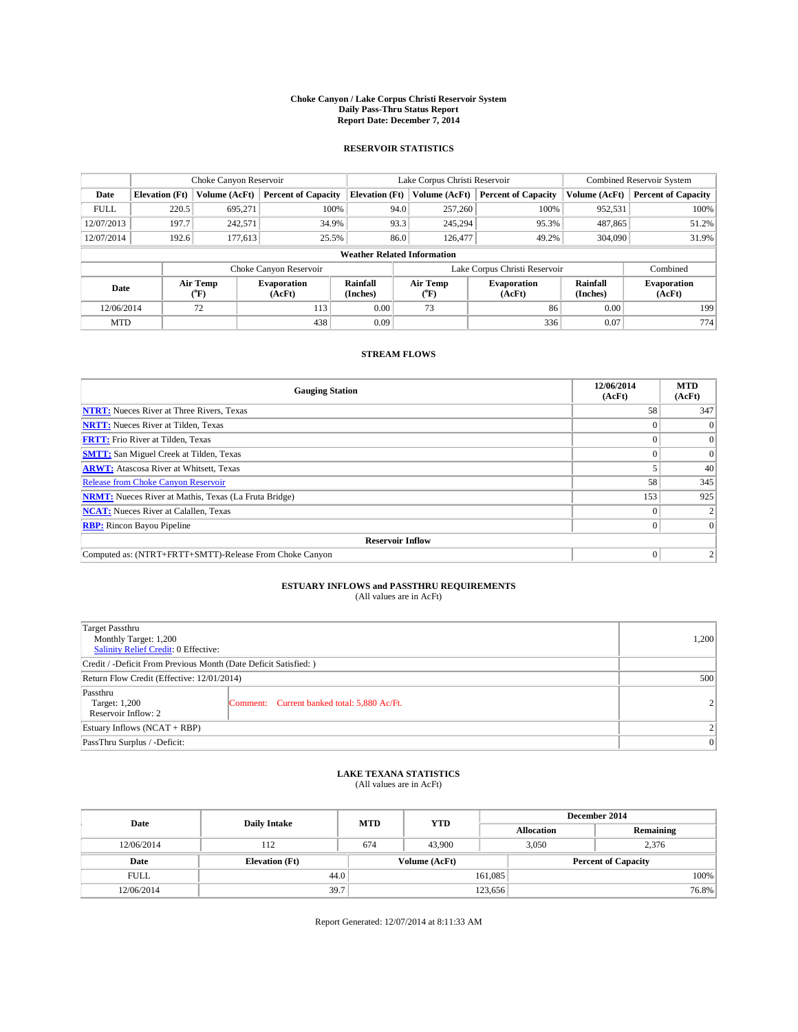# Choke Canyon / Lake Corpus Christi Reservoir System
## Daily Pass-Thru Status Report
## Report Date: December 7, 2014

### RESERVOIR STATISTICS

| | Choke Canyon Reservoir | | | Lake Corpus Christi Reservoir | | | Combined Reservoir System | |
|---|---|---|---|---|---|---|---|---|
| Date | Elevation (Ft) | Volume (AcFt) | Percent of Capacity | Elevation (Ft) | Volume (AcFt) | Percent of Capacity | Volume (AcFt) | Percent of Capacity |
| FULL | 220.5 | 695,271 | 100% | 94.0 | 257,260 | 100% | 952,531 | 100% |
| 12/07/2013 | 197.7 | 242,571 | 34.9% | 93.3 | 245,294 | 95.3% | 487,865 | 51.2% |
| 12/07/2014 | 192.6 | 177,613 | 25.5% | 86.0 | 126,477 | 49.2% | 304,090 | 31.9% |

**Weather Related Information**

| | Choke Canyon Reservoir | | | Lake Corpus Christi Reservoir | | | Combined |
|---|---|---|---|---|---|---|---|
| Date | Air Temp (°F) | Evaporation (AcFt) | Rainfall (Inches) | Air Temp (°F) | Evaporation (AcFt) | Rainfall (Inches) | Evaporation (AcFt) |
| 12/06/2014 | 72 | 113 | 0.00 | 73 | 86 | 0.00 | 199 |
| MTD | | 438 | 0.09 | | 336 | 0.07 | 774 |

### STREAM FLOWS

| Gauging Station | 12/06/2014 (AcFt) | MTD (AcFt) |
|---|---|---|
| NTRT: Nueces River at Three Rivers, Texas | 58 | 347 |
| NRTT: Nueces River at Tilden, Texas | 0 | 0 |
| FRTT: Frio River at Tilden, Texas | 0 | 0 |
| SMTT: San Miguel Creek at Tilden, Texas | 0 | 0 |
| ARWT: Atascosa River at Whitsett, Texas | 5 | 40 |
| Release from Choke Canyon Reservoir | 58 | 345 |
| NRMT: Nueces River at Mathis, Texas (La Fruta Bridge) | 153 | 925 |
| NCAT: Nueces River at Calallen, Texas | 0 | 2 |
| RBP: Rincon Bayou Pipeline | 0 | 0 |
| **Reservoir Inflow** | | |
| Computed as: (NTRT+FRTT+SMTT)-Release From Choke Canyon | 0 | 2 |

### ESTUARY INFLOWS and PASSTHRU REQUIREMENTS
(All values are in AcFt)

| | | |
|---|---|---|
| Target Passthru<br>Monthly Target: 1,200<br>Salinity Relief Credit: 0 Effective: | | 1,200 |
| Credit / -Deficit From Previous Month (Date Deficit Satisfied: ) | | |
| Return Flow Credit (Effective: 12/01/2014) | | 500 |
| Passthru<br>Target: 1,200<br>Reservoir Inflow: 2 | Comment: Current banked total: 5,880 Ac/Ft. | 2 |
| Estuary Inflows (NCAT + RBP) | | 2 |
| PassThru Surplus / -Deficit: | | 0 |

### LAKE TEXANA STATISTICS
(All values are in AcFt)

| Date | Daily Intake | MTD | YTD | December 2014 Allocation | December 2014 Remaining |
|---|---|---|---|---|---|
| 12/06/2014 | 112 | 674 | 43,900 | 3,050 | 2,376 |

| Date | Elevation (Ft) | Volume (AcFt) | Percent of Capacity |
|---|---|---|---|
| FULL | 44.0 | 161,085 | 100% |
| 12/06/2014 | 39.7 | 123,656 | 76.8% |

Report Generated: 12/07/2014 at 8:11:33 AM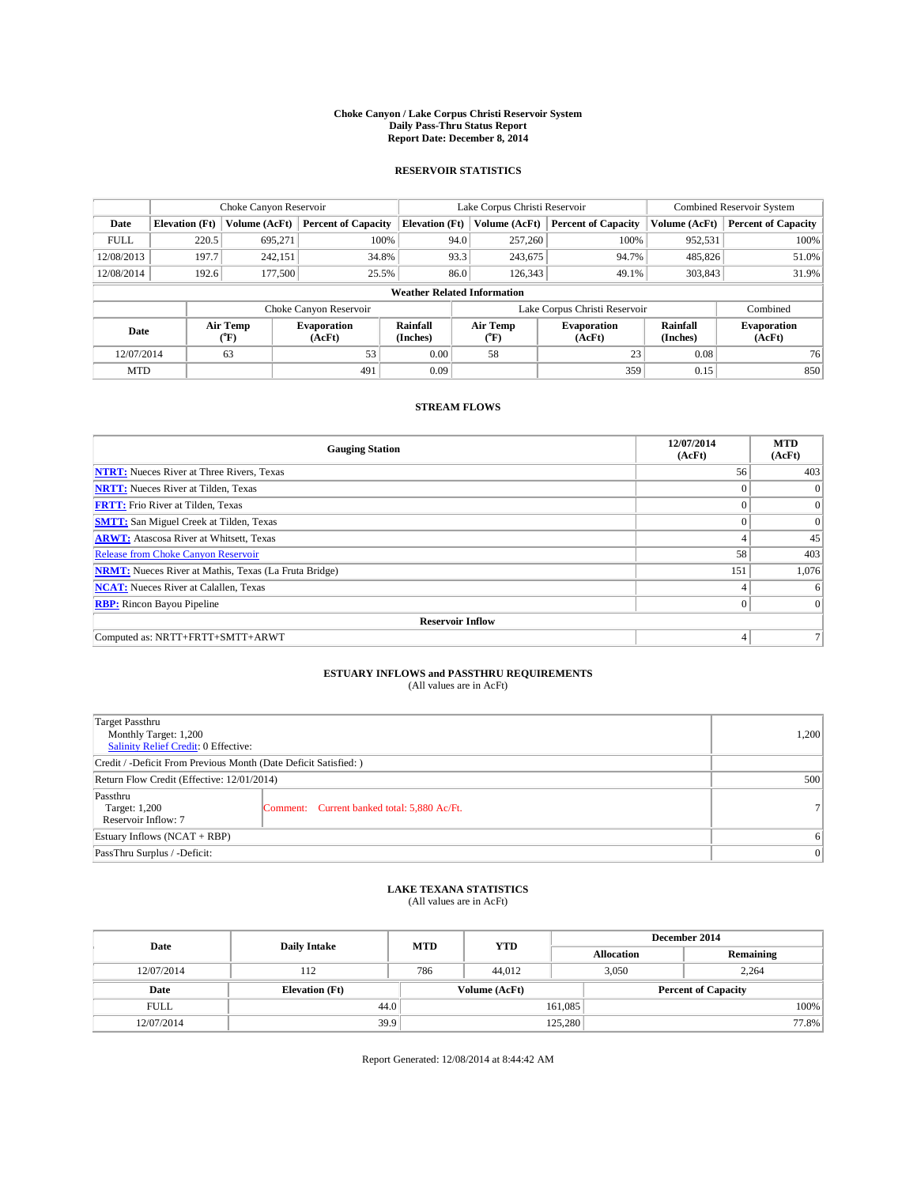# Choke Canyon / Lake Corpus Christi Reservoir System
## Daily Pass-Thru Status Report
## Report Date: December 8, 2014

### RESERVOIR STATISTICS

| | Choke Canyon Reservoir | | | Lake Corpus Christi Reservoir | | | Combined Reservoir System | |
|---|---|---|---|---|---|---|---|---|
| Date | Elevation (Ft) | Volume (AcFt) | Percent of Capacity | Elevation (Ft) | Volume (AcFt) | Percent of Capacity | Volume (AcFt) | Percent of Capacity |
| FULL | 220.5 | 695,271 | 100% | 94.0 | 257,260 | 100% | 952,531 | 100% |
| 12/08/2013 | 197.7 | 242,151 | 34.8% | 93.3 | 243,675 | 94.7% | 485,826 | 51.0% |
| 12/08/2014 | 192.6 | 177,500 | 25.5% | 86.0 | 126,343 | 49.1% | 303,843 | 31.9% |

**Weather Related Information**

| | Choke Canyon Reservoir | | | Lake Corpus Christi Reservoir | | | Combined |
|---|---|---|---|---|---|---|---|
| Date | Air Temp (°F) | Evaporation (AcFt) | Rainfall (Inches) | Air Temp (°F) | Evaporation (AcFt) | Rainfall (Inches) | Evaporation (AcFt) |
| 12/07/2014 | 63 | 53 | 0.00 | 58 | 23 | 0.08 | 76 |
| MTD | | 491 | 0.09 | | 359 | 0.15 | 850 |

### STREAM FLOWS

| Gauging Station | 12/07/2014 (AcFt) | MTD (AcFt) |
|---|---|---|
| **NTRT:** Nueces River at Three Rivers, Texas | 56 | 403 |
| **NRTT:** Nueces River at Tilden, Texas | 0 | 0 |
| **FRTT:** Frio River at Tilden, Texas | 0 | 0 |
| **SMTT:** San Miguel Creek at Tilden, Texas | 0 | 0 |
| **ARWT:** Atascosa River at Whitsett, Texas | 4 | 45 |
| Release from Choke Canyon Reservoir | 58 | 403 |
| **NRMT:** Nueces River at Mathis, Texas (La Fruta Bridge) | 151 | 1,076 |
| **NCAT:** Nueces River at Calallen, Texas | 4 | 6 |
| **RBP:** Rincon Bayou Pipeline | 0 | 0 |
| **Reservoir Inflow** | | |
| Computed as: NRTT+FRTT+SMTT+ARWT | 4 | 7 |

### ESTUARY INFLOWS and PASSTHRU REQUIREMENTS
(All values are in AcFt)

| | | |
|---|---|---|
| Target Passthru<br>Monthly Target: 1,200<br>Salinity Relief Credit: 0 Effective: | | 1,200 |
| Credit / -Deficit From Previous Month (Date Deficit Satisfied: ) | | |
| Return Flow Credit (Effective: 12/01/2014) | | 500 |
| Passthru<br>Target: 1,200<br>Reservoir Inflow: 7 | Comment: Current banked total: 5,880 Ac/Ft. | 7 |
| Estuary Inflows (NCAT + RBP) | | 6 |
| PassThru Surplus / -Deficit: | | 0 |

### LAKE TEXANA STATISTICS
(All values are in AcFt)

| Date | Daily Intake | MTD | YTD | December 2014 Allocation | December 2014 Remaining |
|---|---|---|---|---|---|
| 12/07/2014 | 112 | 786 | 44,012 | 3,050 | 2,264 |

| Date | Elevation (Ft) | Volume (AcFt) | Percent of Capacity |
|---|---|---|---|
| FULL | 44.0 | 161,085 | 100% |
| 12/07/2014 | 39.9 | 125,280 | 77.8% |

Report Generated: 12/08/2014 at 8:44:42 AM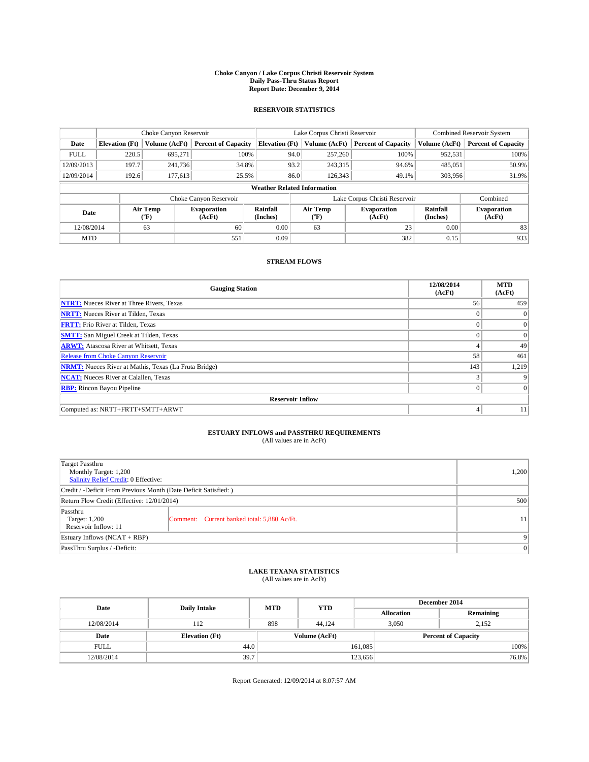**Choke Canyon / Lake Corpus Christi Reservoir System**
**Daily Pass-Thru Status Report**
**Report Date: December 9, 2014**

## RESERVOIR STATISTICS

| | Choke Canyon Reservoir | | | Lake Corpus Christi Reservoir | | | Combined Reservoir System | |
|---|---|---|---|---|---|---|---|---|
| Date | Elevation (Ft) | Volume (AcFt) | Percent of Capacity | Elevation (Ft) | Volume (AcFt) | Percent of Capacity | Volume (AcFt) | Percent of Capacity |
| FULL | 220.5 | 695,271 | 100% | 94.0 | 257,260 | 100% | 952,531 | 100% |
| 12/09/2013 | 197.7 | 241,736 | 34.8% | 93.2 | 243,315 | 94.6% | 485,051 | 50.9% |
| 12/09/2014 | 192.6 | 177,613 | 25.5% | 86.0 | 126,343 | 49.1% | 303,956 | 31.9% |

**Weather Related Information**

| | Choke Canyon Reservoir | | | Lake Corpus Christi Reservoir | | | Combined |
|---|---|---|---|---|---|---|---|
| Date | Air Temp (°F) | Evaporation (AcFt) | Rainfall (Inches) | Air Temp (°F) | Evaporation (AcFt) | Rainfall (Inches) | Evaporation (AcFt) |
| 12/08/2014 | 63 | 60 | 0.00 | 63 | 23 | 0.00 | 83 |
| MTD | | 551 | 0.09 | | 382 | 0.15 | 933 |

## STREAM FLOWS

| Gauging Station | 12/08/2014 (AcFt) | MTD (AcFt) |
|---|---|---|
| **NTRT:** Nueces River at Three Rivers, Texas | 56 | 459 |
| **NRTT:** Nueces River at Tilden, Texas | 0 | 0 |
| **FRTT:** Frio River at Tilden, Texas | 0 | 0 |
| **SMTT:** San Miguel Creek at Tilden, Texas | 0 | 0 |
| **ARWT:** Atascosa River at Whitsett, Texas | 4 | 49 |
| Release from Choke Canyon Reservoir | 58 | 461 |
| **NRMT:** Nueces River at Mathis, Texas (La Fruta Bridge) | 143 | 1,219 |
| **NCAT:** Nueces River at Calallen, Texas | 3 | 9 |
| **RBP:** Rincon Bayou Pipeline | 0 | 0 |
| **Reservoir Inflow** | | |
| Computed as: NRTT+FRTT+SMTT+ARWT | 4 | 11 |

## ESTUARY INFLOWS and PASSTHRU REQUIREMENTS
(All values are in AcFt)

| | | |
|---|---|---|
| Target Passthru<br>Monthly Target: 1,200<br>Salinity Relief Credit: 0 Effective: | | 1,200 |
| Credit / -Deficit From Previous Month (Date Deficit Satisfied: ) | | |
| Return Flow Credit (Effective: 12/01/2014) | | 500 |
| Passthru<br>Target: 1,200<br>Reservoir Inflow: 11 | Comment: Current banked total: 5,880 Ac/Ft. | 11 |
| Estuary Inflows (NCAT + RBP) | | 9 |
| PassThru Surplus / -Deficit: | | 0 |

## LAKE TEXANA STATISTICS
(All values are in AcFt)

| Date | Daily Intake | MTD | YTD | December 2014 Allocation | December 2014 Remaining |
|---|---|---|---|---|---|
| 12/08/2014 | 112 | 898 | 44,124 | 3,050 | 2,152 |

| Date | Elevation (Ft) | Volume (AcFt) | Percent of Capacity |
|---|---|---|---|
| FULL | 44.0 | 161,085 | 100% |
| 12/08/2014 | 39.7 | 123,656 | 76.8% |

Report Generated: 12/09/2014 at 8:07:57 AM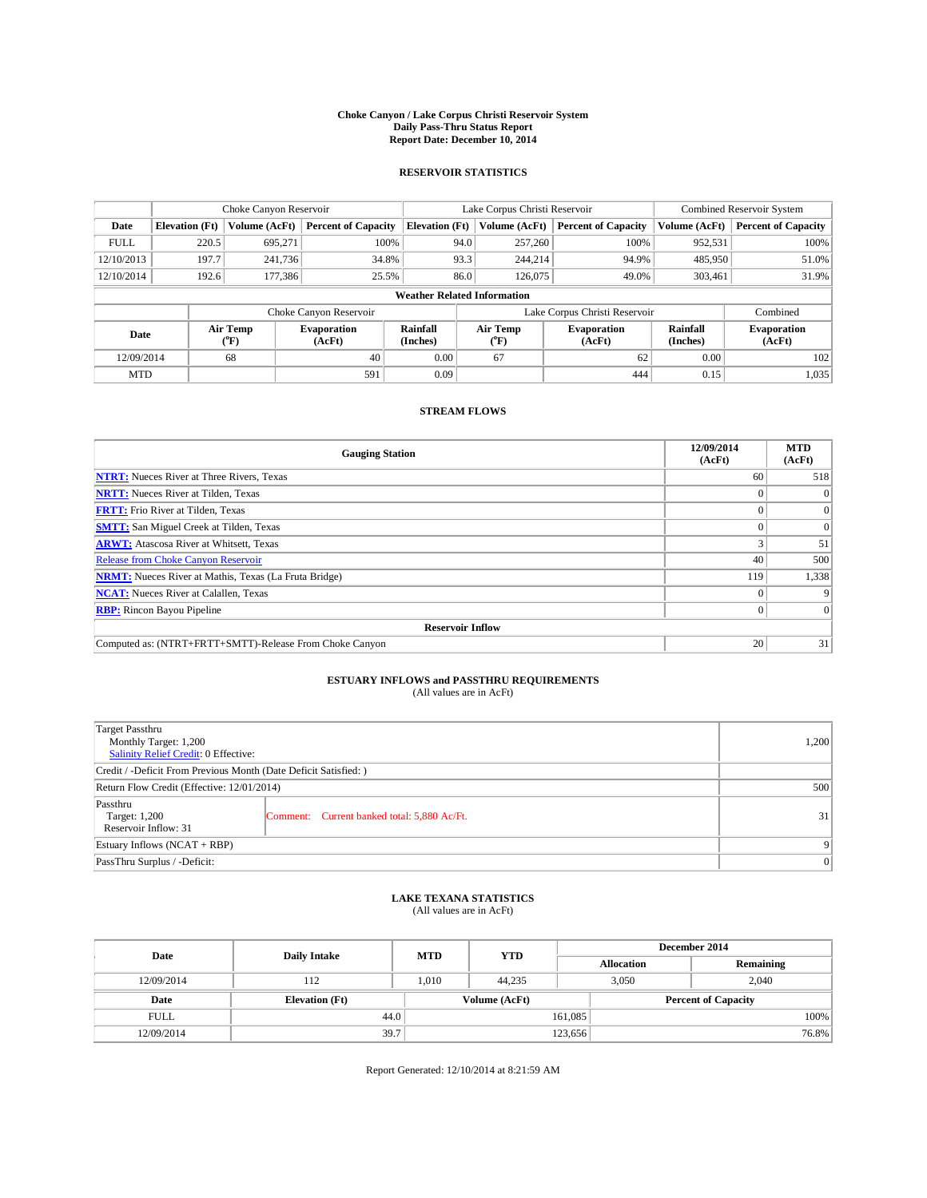# Choke Canyon / Lake Corpus Christi Reservoir System
## Daily Pass-Thru Status Report
### Report Date: December 10, 2014

## RESERVOIR STATISTICS

| | Choke Canyon Reservoir | | | Lake Corpus Christi Reservoir | | | Combined Reservoir System | |
|---|---|---|---|---|---|---|---|---|
| Date | Elevation (Ft) | Volume (AcFt) | Percent of Capacity | Elevation (Ft) | Volume (AcFt) | Percent of Capacity | Volume (AcFt) | Percent of Capacity |
| FULL | 220.5 | 695,271 | 100% | 94.0 | 257,260 | 100% | 952,531 | 100% |
| 12/10/2013 | 197.7 | 241,736 | 34.8% | 93.3 | 244,214 | 94.9% | 485,950 | 51.0% |
| 12/10/2014 | 192.6 | 177,386 | 25.5% | 86.0 | 126,075 | 49.0% | 303,461 | 31.9% |

**Weather Related Information**

| | Choke Canyon Reservoir | | | Lake Corpus Christi Reservoir | | | Combined |
|---|---|---|---|---|---|---|---|
| Date | Air Temp (°F) | Evaporation (AcFt) | Rainfall (Inches) | Air Temp (°F) | Evaporation (AcFt) | Rainfall (Inches) | Evaporation (AcFt) |
| 12/09/2014 | 68 | 40 | 0.00 | 67 | 62 | 0.00 | 102 |
| MTD | | 591 | 0.09 | | 444 | 0.15 | 1,035 |

## STREAM FLOWS

| Gauging Station | 12/09/2014 (AcFt) | MTD (AcFt) |
|---|---|---|
| **NTRT:** Nueces River at Three Rivers, Texas | 60 | 518 |
| **NRTT:** Nueces River at Tilden, Texas | 0 | 0 |
| **FRTT:** Frio River at Tilden, Texas | 0 | 0 |
| **SMTT:** San Miguel Creek at Tilden, Texas | 0 | 0 |
| **ARWT:** Atascosa River at Whitsett, Texas | 3 | 51 |
| Release from Choke Canyon Reservoir | 40 | 500 |
| **NRMT:** Nueces River at Mathis, Texas (La Fruta Bridge) | 119 | 1,338 |
| **NCAT:** Nueces River at Calallen, Texas | 0 | 9 |
| **RBP:** Rincon Bayou Pipeline | 0 | 0 |
| **Reservoir Inflow** | | |
| Computed as: (NTRT+FRTT+SMTT)-Release From Choke Canyon | 20 | 31 |

## ESTUARY INFLOWS and PASSTHRU REQUIREMENTS
(All values are in AcFt)

| | | |
|---|---|---|
| Target Passthru<br>Monthly Target: 1,200<br>Salinity Relief Credit: 0 Effective: | | 1,200 |
| Credit / -Deficit From Previous Month (Date Deficit Satisfied: ) | | |
| Return Flow Credit (Effective: 12/01/2014) | | 500 |
| Passthru<br>Target: 1,200<br>Reservoir Inflow: 31 | Comment: Current banked total: 5,880 Ac/Ft. | 31 |
| Estuary Inflows (NCAT + RBP) | | 9 |
| PassThru Surplus / -Deficit: | | 0 |

## LAKE TEXANA STATISTICS
(All values are in AcFt)

| Date | Daily Intake | MTD | YTD | December 2014 Allocation | December 2014 Remaining |
|---|---|---|---|---|---|
| 12/09/2014 | 112 | 1,010 | 44,235 | 3,050 | 2,040 |

| Date | Elevation (Ft) | Volume (AcFt) | Percent of Capacity |
|---|---|---|---|
| FULL | 44.0 | 161,085 | 100% |
| 12/09/2014 | 39.7 | 123,656 | 76.8% |

Report Generated: 12/10/2014 at 8:21:59 AM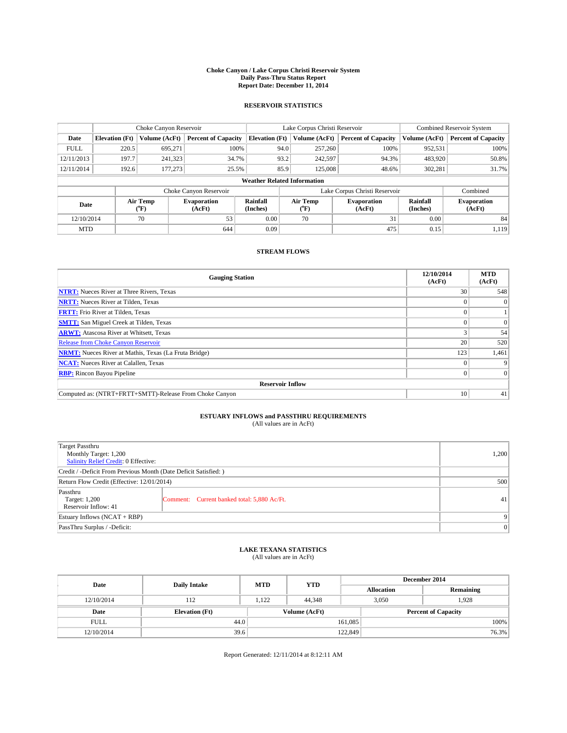# Choke Canyon / Lake Corpus Christi Reservoir System
## Daily Pass-Thru Status Report
### Report Date: December 11, 2014

## RESERVOIR STATISTICS

| | Choke Canyon Reservoir | | | Lake Corpus Christi Reservoir | | | Combined Reservoir System | |
|---|---|---|---|---|---|---|---|---|
| Date | Elevation (Ft) | Volume (AcFt) | Percent of Capacity | Elevation (Ft) | Volume (AcFt) | Percent of Capacity | Volume (AcFt) | Percent of Capacity |
| FULL | 220.5 | 695,271 | 100% | 94.0 | 257,260 | 100% | 952,531 | 100% |
| 12/11/2013 | 197.7 | 241,323 | 34.7% | 93.2 | 242,597 | 94.3% | 483,920 | 50.8% |
| 12/11/2014 | 192.6 | 177,273 | 25.5% | 85.9 | 125,008 | 48.6% | 302,281 | 31.7% |

**Weather Related Information**

| | Choke Canyon Reservoir | | | Lake Corpus Christi Reservoir | | | Combined |
|---|---|---|---|---|---|---|---|
| Date | Air Temp (°F) | Evaporation (AcFt) | Rainfall (Inches) | Air Temp (°F) | Evaporation (AcFt) | Rainfall (Inches) | Evaporation (AcFt) |
| 12/10/2014 | 70 | 53 | 0.00 | 70 | 31 | 0.00 | 84 |
| MTD | | 644 | 0.09 | | 475 | 0.15 | 1,119 |

## STREAM FLOWS

| Gauging Station | 12/10/2014 (AcFt) | MTD (AcFt) |
|---|---|---|
| NTRT: Nueces River at Three Rivers, Texas | 30 | 548 |
| NRTT: Nueces River at Tilden, Texas | 0 | 0 |
| FRTT: Frio River at Tilden, Texas | 0 | 1 |
| SMTT: San Miguel Creek at Tilden, Texas | 0 | 0 |
| ARWT: Atascosa River at Whitsett, Texas | 3 | 54 |
| Release from Choke Canyon Reservoir | 20 | 520 |
| NRMT: Nueces River at Mathis, Texas (La Fruta Bridge) | 123 | 1,461 |
| NCAT: Nueces River at Calallen, Texas | 0 | 9 |
| RBP: Rincon Bayou Pipeline | 0 | 0 |
| **Reservoir Inflow** | | |
| Computed as: (NTRT+FRTT+SMTT)-Release From Choke Canyon | 10 | 41 |

## ESTUARY INFLOWS and PASSTHRU REQUIREMENTS
(All values are in AcFt)

| | | |
|---|---|---|
| Target Passthru<br>Monthly Target: 1,200<br>Salinity Relief Credit: 0 Effective: | | 1,200 |
| Credit / -Deficit From Previous Month (Date Deficit Satisfied: ) | | |
| Return Flow Credit (Effective: 12/01/2014) | | 500 |
| Passthru<br>Target: 1,200<br>Reservoir Inflow: 41 | Comment: Current banked total: 5,880 Ac/Ft. | 41 |
| Estuary Inflows (NCAT + RBP) | | 9 |
| PassThru Surplus / -Deficit: | | 0 |

## LAKE TEXANA STATISTICS
(All values are in AcFt)

| Date | Daily Intake | MTD | YTD | December 2014 Allocation | December 2014 Remaining |
|---|---|---|---|---|---|
| 12/10/2014 | 112 | 1,122 | 44,348 | 3,050 | 1,928 |

| Date | Elevation (Ft) | Volume (AcFt) | Percent of Capacity |
|---|---|---|---|
| FULL | 44.0 | 161,085 | 100% |
| 12/10/2014 | 39.6 | 122,849 | 76.3% |

Report Generated: 12/11/2014 at 8:12:11 AM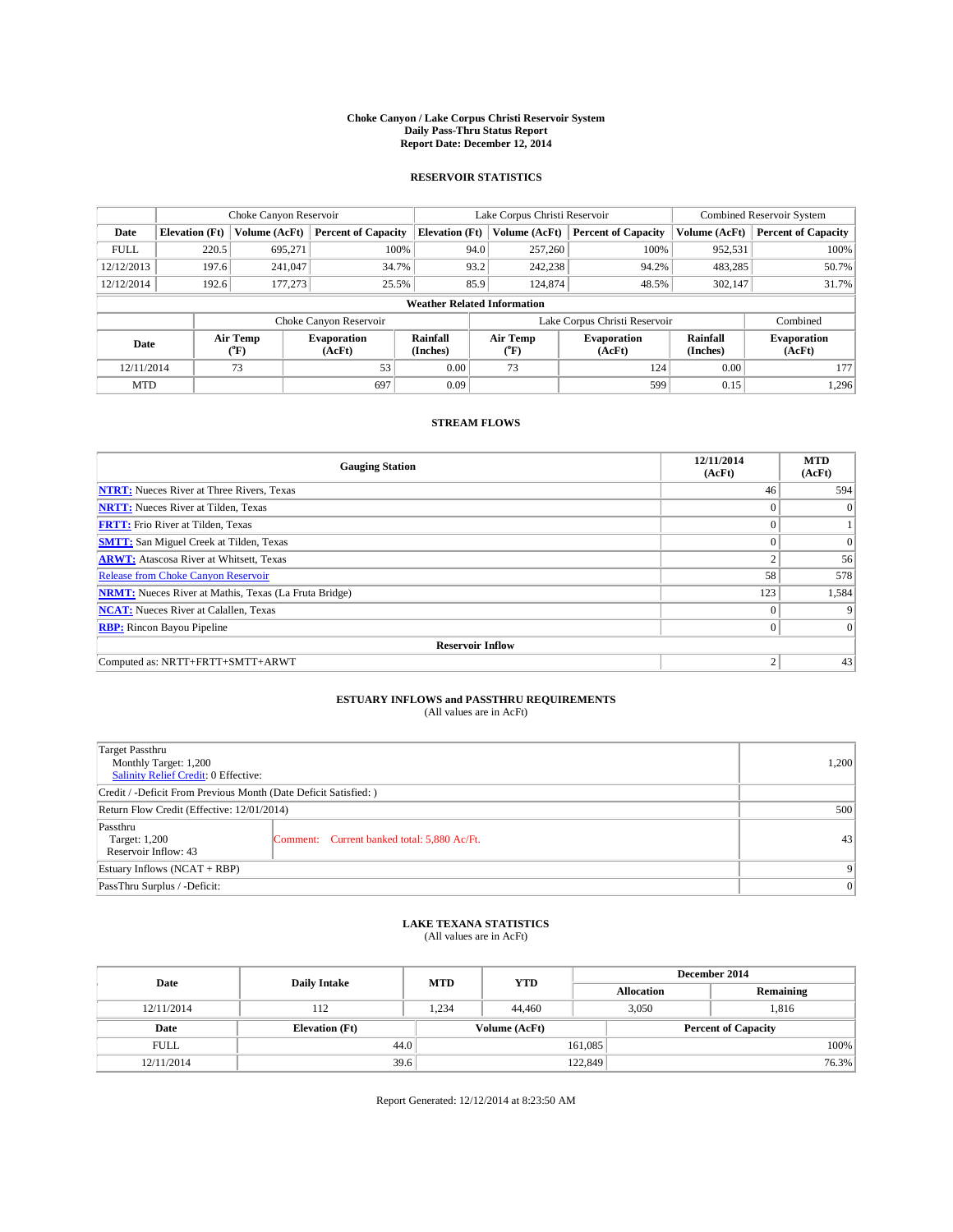# Choke Canyon / Lake Corpus Christi Reservoir System
## Daily Pass-Thru Status Report
## Report Date: December 12, 2014

### RESERVOIR STATISTICS

| | Choke Canyon Reservoir | | | Lake Corpus Christi Reservoir | | | Combined Reservoir System | |
|---|---|---|---|---|---|---|---|---|
| Date | Elevation (Ft) | Volume (AcFt) | Percent of Capacity | Elevation (Ft) | Volume (AcFt) | Percent of Capacity | Volume (AcFt) | Percent of Capacity |
| FULL | 220.5 | 695,271 | 100% | 94.0 | 257,260 | 100% | 952,531 | 100% |
| 12/12/2013 | 197.6 | 241,047 | 34.7% | 93.2 | 242,238 | 94.2% | 483,285 | 50.7% |
| 12/12/2014 | 192.6 | 177,273 | 25.5% | 85.9 | 124,874 | 48.5% | 302,147 | 31.7% |

**Weather Related Information**

| | Choke Canyon Reservoir | | | Lake Corpus Christi Reservoir | | | Combined |
|---|---|---|---|---|---|---|---|
| Date | Air Temp (°F) | Evaporation (AcFt) | Rainfall (Inches) | Air Temp (°F) | Evaporation (AcFt) | Rainfall (Inches) | Evaporation (AcFt) |
| 12/11/2014 | 73 | 53 | 0.00 | 73 | 124 | 0.00 | 177 |
| MTD | | 697 | 0.09 | | 599 | 0.15 | 1,296 |

### STREAM FLOWS

| Gauging Station | 12/11/2014 (AcFt) | MTD (AcFt) |
|---|---|---|
| **NTRT:** Nueces River at Three Rivers, Texas | 46 | 594 |
| **NRTT:** Nueces River at Tilden, Texas | 0 | 0 |
| **FRTT:** Frio River at Tilden, Texas | 0 | 1 |
| **SMTT:** San Miguel Creek at Tilden, Texas | 0 | 0 |
| **ARWT:** Atascosa River at Whitsett, Texas | 2 | 56 |
| Release from Choke Canyon Reservoir | 58 | 578 |
| **NRMT:** Nueces River at Mathis, Texas (La Fruta Bridge) | 123 | 1,584 |
| **NCAT:** Nueces River at Calallen, Texas | 0 | 9 |
| **RBP:** Rincon Bayou Pipeline | 0 | 0 |
| **Reservoir Inflow** | | |
| Computed as: NRTT+FRTT+SMTT+ARWT | 2 | 43 |

### ESTUARY INFLOWS and PASSTHRU REQUIREMENTS
(All values are in AcFt)

| | | |
|---|---|---|
| Target Passthru<br>Monthly Target: 1,200<br>Salinity Relief Credit: 0 Effective: | | 1,200 |
| Credit / -Deficit From Previous Month (Date Deficit Satisfied: ) | | |
| Return Flow Credit (Effective: 12/01/2014) | | 500 |
| Passthru<br>Target: 1,200<br>Reservoir Inflow: 43 | Comment: Current banked total: 5,880 Ac/Ft. | 43 |
| Estuary Inflows (NCAT + RBP) | | 9 |
| PassThru Surplus / -Deficit: | | 0 |

### LAKE TEXANA STATISTICS
(All values are in AcFt)

| Date | Daily Intake | MTD | YTD | December 2014 Allocation | December 2014 Remaining |
|---|---|---|---|---|---|
| 12/11/2014 | 112 | 1,234 | 44,460 | 3,050 | 1,816 |

| Date | Elevation (Ft) | Volume (AcFt) | Percent of Capacity |
|---|---|---|---|
| FULL | 44.0 | 161,085 | 100% |
| 12/11/2014 | 39.6 | 122,849 | 76.3% |

Report Generated: 12/12/2014 at 8:23:50 AM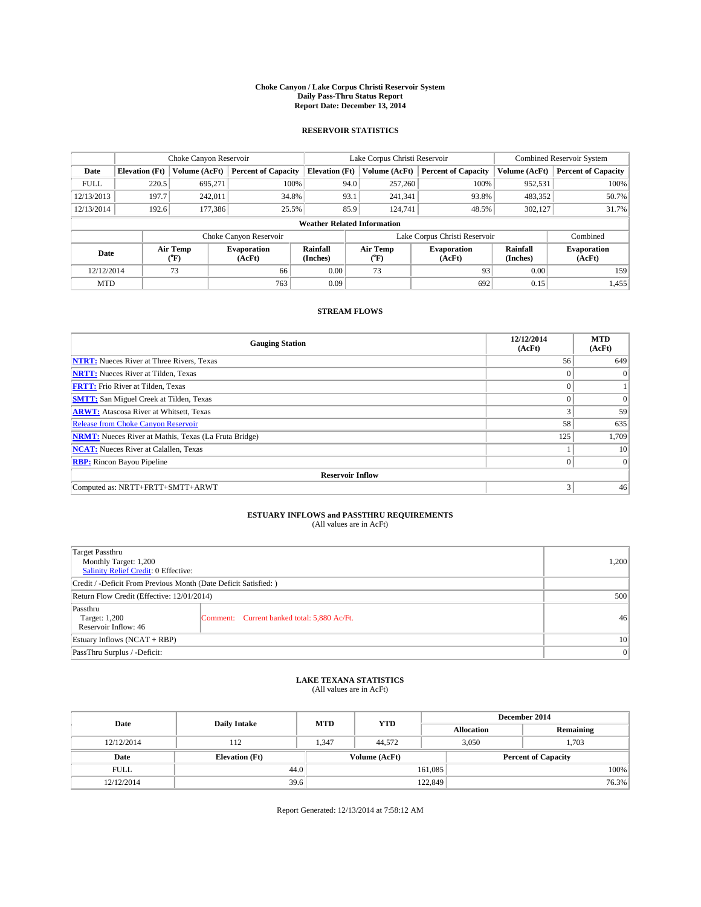# Choke Canyon / Lake Corpus Christi Reservoir System
## Daily Pass-Thru Status Report
### Report Date: December 13, 2014

## RESERVOIR STATISTICS

| | Choke Canyon Reservoir | | | Lake Corpus Christi Reservoir | | | Combined Reservoir System | |
|---|---|---|---|---|---|---|---|---|
| Date | Elevation (Ft) | Volume (AcFt) | Percent of Capacity | Elevation (Ft) | Volume (AcFt) | Percent of Capacity | Volume (AcFt) | Percent of Capacity |
| FULL | 220.5 | 695,271 | 100% | 94.0 | 257,260 | 100% | 952,531 | 100% |
| 12/13/2013 | 197.7 | 242,011 | 34.8% | 93.1 | 241,341 | 93.8% | 483,352 | 50.7% |
| 12/13/2014 | 192.6 | 177,386 | 25.5% | 85.9 | 124,741 | 48.5% | 302,127 | 31.7% |

**Weather Related Information**

| | Choke Canyon Reservoir | | | Lake Corpus Christi Reservoir | | | Combined |
|---|---|---|---|---|---|---|---|
| Date | Air Temp (°F) | Evaporation (AcFt) | Rainfall (Inches) | Air Temp (°F) | Evaporation (AcFt) | Rainfall (Inches) | Evaporation (AcFt) |
| 12/12/2014 | 73 | 66 | 0.00 | 73 | 93 | 0.00 | 159 |
| MTD | | 763 | 0.09 | | 692 | 0.15 | 1,455 |

## STREAM FLOWS

| Gauging Station | 12/12/2014 (AcFt) | MTD (AcFt) |
|---|---|---|
| **NTRT:** Nueces River at Three Rivers, Texas | 56 | 649 |
| **NRTT:** Nueces River at Tilden, Texas | 0 | 0 |
| **FRTT:** Frio River at Tilden, Texas | 0 | 1 |
| **SMTT:** San Miguel Creek at Tilden, Texas | 0 | 0 |
| **ARWT:** Atascosa River at Whitsett, Texas | 3 | 59 |
| Release from Choke Canyon Reservoir | 58 | 635 |
| **NRMT:** Nueces River at Mathis, Texas (La Fruta Bridge) | 125 | 1,709 |
| **NCAT:** Nueces River at Calallen, Texas | 1 | 10 |
| **RBP:** Rincon Bayou Pipeline | 0 | 0 |
| **Reservoir Inflow** | | |
| Computed as: NRTT+FRTT+SMTT+ARWT | 3 | 46 |

## ESTUARY INFLOWS and PASSTHRU REQUIREMENTS
(All values are in AcFt)

| | | |
|---|---|---|
| Target Passthru<br>Monthly Target: 1,200<br>Salinity Relief Credit: 0 Effective: | | 1,200 |
| Credit / -Deficit From Previous Month (Date Deficit Satisfied: ) | | |
| Return Flow Credit (Effective: 12/01/2014) | | 500 |
| Passthru<br>Target: 1,200<br>Reservoir Inflow: 46 | Comment: Current banked total: 5,880 Ac/Ft. | 46 |
| Estuary Inflows (NCAT + RBP) | | 10 |
| PassThru Surplus / -Deficit: | | 0 |

## LAKE TEXANA STATISTICS
(All values are in AcFt)

| Date | Daily Intake | MTD | YTD | December 2014 Allocation | December 2014 Remaining |
|---|---|---|---|---|---|
| 12/12/2014 | 112 | 1,347 | 44,572 | 3,050 | 1,703 |

| Date | Elevation (Ft) | Volume (AcFt) | Percent of Capacity |
|---|---|---|---|
| FULL | 44.0 | 161,085 | 100% |
| 12/12/2014 | 39.6 | 122,849 | 76.3% |

Report Generated: 12/13/2014 at 7:58:12 AM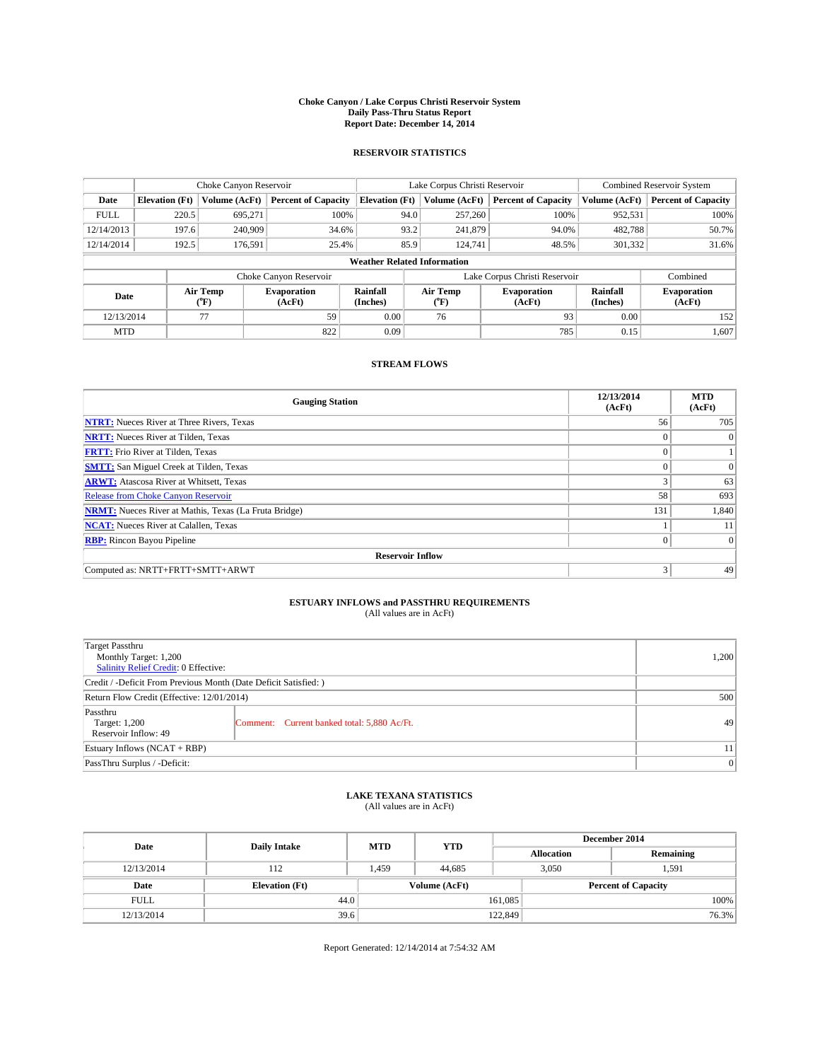# Choke Canyon / Lake Corpus Christi Reservoir System
## Daily Pass-Thru Status Report
## Report Date: December 14, 2014

### RESERVOIR STATISTICS

| | Choke Canyon Reservoir | | | Lake Corpus Christi Reservoir | | | Combined Reservoir System | |
|---|---|---|---|---|---|---|---|---|
| **Date** | **Elevation (Ft)** | **Volume (AcFt)** | **Percent of Capacity** | **Elevation (Ft)** | **Volume (AcFt)** | **Percent of Capacity** | **Volume (AcFt)** | **Percent of Capacity** |
| FULL | 220.5 | 695,271 | 100% | 94.0 | 257,260 | 100% | 952,531 | 100% |
| 12/14/2013 | 197.6 | 240,909 | 34.6% | 93.2 | 241,879 | 94.0% | 482,788 | 50.7% |
| 12/14/2014 | 192.5 | 176,591 | 25.4% | 85.9 | 124,741 | 48.5% | 301,332 | 31.6% |

**Weather Related Information**

| | Choke Canyon Reservoir | | | Lake Corpus Christi Reservoir | | | Combined |
|---|---|---|---|---|---|---|---|
| **Date** | **Air Temp (°F)** | **Evaporation (AcFt)** | **Rainfall (Inches)** | **Air Temp (°F)** | **Evaporation (AcFt)** | **Rainfall (Inches)** | **Evaporation (AcFt)** |
| 12/13/2014 | 77 | 59 | 0.00 | 76 | 93 | 0.00 | 152 |
| MTD | | 822 | 0.09 | | 785 | 0.15 | 1,607 |

### STREAM FLOWS

| Gauging Station | 12/13/2014 (AcFt) | MTD (AcFt) |
|---|---|---|
| **NTRT:** Nueces River at Three Rivers, Texas | 56 | 705 |
| **NRTT:** Nueces River at Tilden, Texas | 0 | 0 |
| **FRTT:** Frio River at Tilden, Texas | 0 | 1 |
| **SMTT:** San Miguel Creek at Tilden, Texas | 0 | 0 |
| **ARWT:** Atascosa River at Whitsett, Texas | 3 | 63 |
| Release from Choke Canyon Reservoir | 58 | 693 |
| **NRMT:** Nueces River at Mathis, Texas (La Fruta Bridge) | 131 | 1,840 |
| **NCAT:** Nueces River at Calallen, Texas | 1 | 11 |
| **RBP:** Rincon Bayou Pipeline | 0 | 0 |
| **Reservoir Inflow** | | |
| Computed as: NRTT+FRTT+SMTT+ARWT | 3 | 49 |

### ESTUARY INFLOWS and PASSTHRU REQUIREMENTS
(All values are in AcFt)

| | | |
|---|---|---|
| Target Passthru<br>Monthly Target: 1,200<br>Salinity Relief Credit: 0 Effective: | | 1,200 |
| Credit / -Deficit From Previous Month (Date Deficit Satisfied: ) | | |
| Return Flow Credit (Effective: 12/01/2014) | | 500 |
| Passthru<br>Target: 1,200<br>Reservoir Inflow: 49 | Comment: Current banked total: 5,880 Ac/Ft. | 49 |
| Estuary Inflows (NCAT + RBP) | | 11 |
| PassThru Surplus / -Deficit: | | 0 |

### LAKE TEXANA STATISTICS
(All values are in AcFt)

| Date | Daily Intake | MTD | YTD | December 2014 Allocation | December 2014 Remaining |
|---|---|---|---|---|---|
| 12/13/2014 | 112 | 1,459 | 44,685 | 3,050 | 1,591 |

| Date | Elevation (Ft) | Volume (AcFt) | Percent of Capacity |
|---|---|---|---|
| FULL | 44.0 | 161,085 | 100% |
| 12/13/2014 | 39.6 | 122,849 | 76.3% |

Report Generated: 12/14/2014 at 7:54:32 AM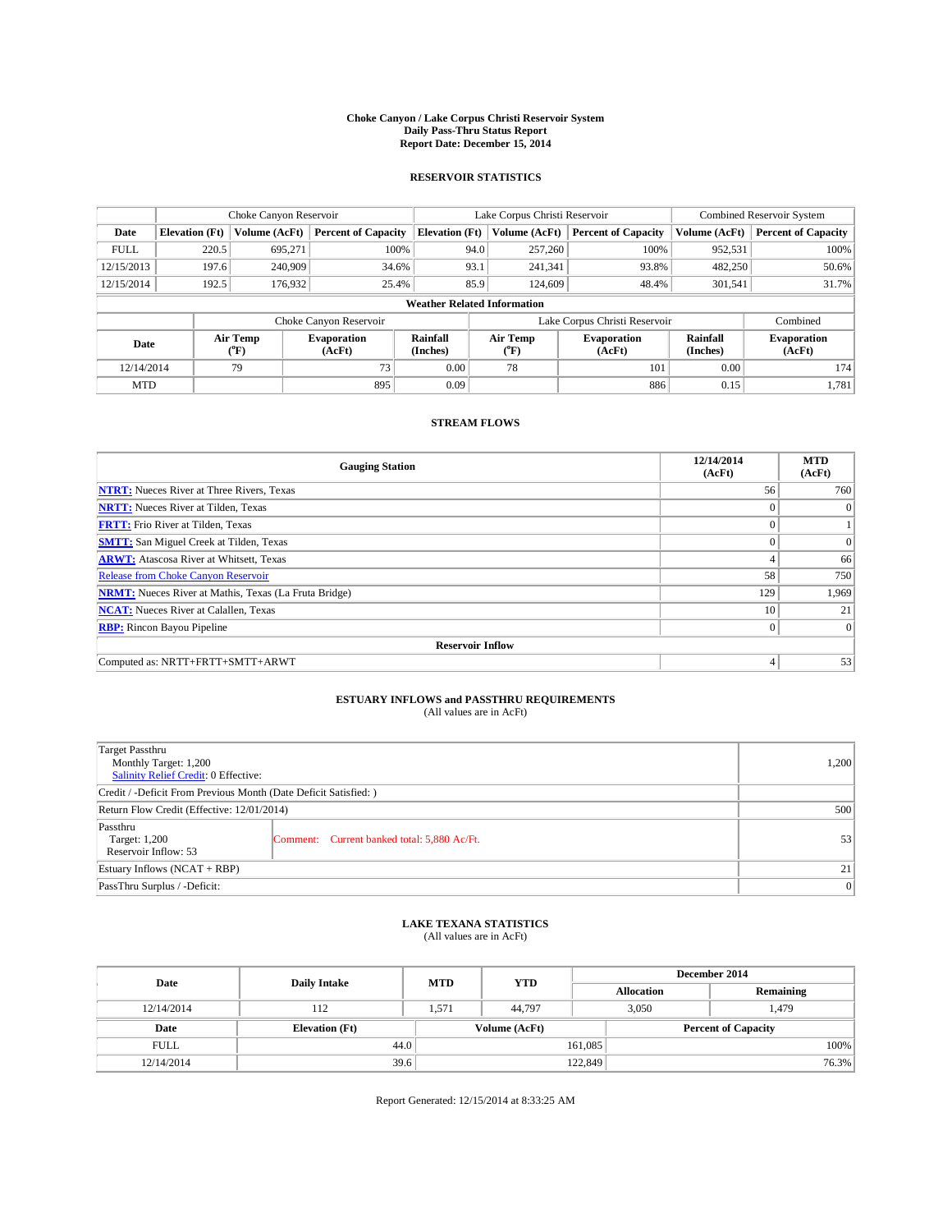# Choke Canyon / Lake Corpus Christi Reservoir System
## Daily Pass-Thru Status Report
### Report Date: December 15, 2014

## RESERVOIR STATISTICS

| | Choke Canyon Reservoir | | | Lake Corpus Christi Reservoir | | | Combined Reservoir System | |
|---|---|---|---|---|---|---|---|---|
| Date | Elevation (Ft) | Volume (AcFt) | Percent of Capacity | Elevation (Ft) | Volume (AcFt) | Percent of Capacity | Volume (AcFt) | Percent of Capacity |
| FULL | 220.5 | 695,271 | 100% | 94.0 | 257,260 | 100% | 952,531 | 100% |
| 12/15/2013 | 197.6 | 240,909 | 34.6% | 93.1 | 241,341 | 93.8% | 482,250 | 50.6% |
| 12/15/2014 | 192.5 | 176,932 | 25.4% | 85.9 | 124,609 | 48.4% | 301,541 | 31.7% |

**Weather Related Information**

| Date | Choke Canyon Reservoir | | | Lake Corpus Christi Reservoir | | | Combined |
|---|---|---|---|---|---|---|---|
| | Air Temp (°F) | Evaporation (AcFt) | Rainfall (Inches) | Air Temp (°F) | Evaporation (AcFt) | Rainfall (Inches) | Evaporation (AcFt) |
| 12/14/2014 | 79 | 73 | 0.00 | 78 | 101 | 0.00 | 174 |
| MTD | | 895 | 0.09 | | 886 | 0.15 | 1,781 |

## STREAM FLOWS

| Gauging Station | 12/14/2014 (AcFt) | MTD (AcFt) |
|---|---|---|
| **NTRT:** Nueces River at Three Rivers, Texas | 56 | 760 |
| **NRTT:** Nueces River at Tilden, Texas | 0 | 0 |
| **FRTT:** Frio River at Tilden, Texas | 0 | 1 |
| **SMTT:** San Miguel Creek at Tilden, Texas | 0 | 0 |
| **ARWT:** Atascosa River at Whitsett, Texas | 4 | 66 |
| Release from Choke Canyon Reservoir | 58 | 750 |
| **NRMT:** Nueces River at Mathis, Texas (La Fruta Bridge) | 129 | 1,969 |
| **NCAT:** Nueces River at Calallen, Texas | 10 | 21 |
| **RBP:** Rincon Bayou Pipeline | 0 | 0 |
| **Reservoir Inflow** | | |
| Computed as: NRTT+FRTT+SMTT+ARWT | 4 | 53 |

## ESTUARY INFLOWS and PASSTHRU REQUIREMENTS
(All values are in AcFt)

| | | |
|---|---|---|
| Target Passthru<br>Monthly Target: 1,200<br>Salinity Relief Credit: 0 Effective: | | 1,200 |
| Credit / -Deficit From Previous Month (Date Deficit Satisfied: ) | | |
| Return Flow Credit (Effective: 12/01/2014) | | 500 |
| Passthru<br>Target: 1,200<br>Reservoir Inflow: 53 | Comment: Current banked total: 5,880 Ac/Ft. | 53 |
| Estuary Inflows (NCAT + RBP) | | 21 |
| PassThru Surplus / -Deficit: | | 0 |

## LAKE TEXANA STATISTICS
(All values are in AcFt)

| Date | Daily Intake | MTD | YTD | December 2014 | |
|---|---|---|---|---|---|
| | | | | Allocation | Remaining |
| 12/14/2014 | 112 | 1,571 | 44,797 | 3,050 | 1,479 |

| Date | Elevation (Ft) | Volume (AcFt) | Percent of Capacity |
|---|---|---|---|
| FULL | 44.0 | 161,085 | 100% |
| 12/14/2014 | 39.6 | 122,849 | 76.3% |

Report Generated: 12/15/2014 at 8:33:25 AM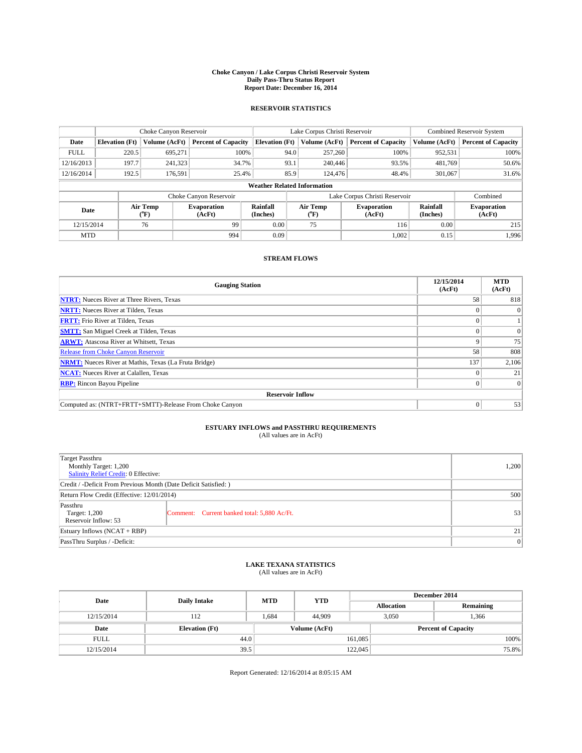# Choke Canyon / Lake Corpus Christi Reservoir System
## Daily Pass-Thru Status Report
### Report Date: December 16, 2014

## RESERVOIR STATISTICS

| | Choke Canyon Reservoir | | | Lake Corpus Christi Reservoir | | | Combined Reservoir System | |
|---|---|---|---|---|---|---|---|---|
| Date | Elevation (Ft) | Volume (AcFt) | Percent of Capacity | Elevation (Ft) | Volume (AcFt) | Percent of Capacity | Volume (AcFt) | Percent of Capacity |
| FULL | 220.5 | 695,271 | 100% | 94.0 | 257,260 | 100% | 952,531 | 100% |
| 12/16/2013 | 197.7 | 241,323 | 34.7% | 93.1 | 240,446 | 93.5% | 481,769 | 50.6% |
| 12/16/2014 | 192.5 | 176,591 | 25.4% | 85.9 | 124,476 | 48.4% | 301,067 | 31.6% |

**Weather Related Information**

| | Choke Canyon Reservoir | | | Lake Corpus Christi Reservoir | | | Combined |
|---|---|---|---|---|---|---|---|
| Date | Air Temp (°F) | Evaporation (AcFt) | Rainfall (Inches) | Air Temp (°F) | Evaporation (AcFt) | Rainfall (Inches) | Evaporation (AcFt) |
| 12/15/2014 | 76 | 99 | 0.00 | 75 | 116 | 0.00 | 215 |
| MTD | | 994 | 0.09 | | 1,002 | 0.15 | 1,996 |

## STREAM FLOWS

| Gauging Station | 12/15/2014 (AcFt) | MTD (AcFt) |
|---|---|---|
| NTRT: Nueces River at Three Rivers, Texas | 58 | 818 |
| NRTT: Nueces River at Tilden, Texas | 0 | 0 |
| FRTT: Frio River at Tilden, Texas | 0 | 1 |
| SMTT: San Miguel Creek at Tilden, Texas | 0 | 0 |
| ARWT: Atascosa River at Whitsett, Texas | 9 | 75 |
| Release from Choke Canyon Reservoir | 58 | 808 |
| NRMT: Nueces River at Mathis, Texas (La Fruta Bridge) | 137 | 2,106 |
| NCAT: Nueces River at Calallen, Texas | 0 | 21 |
| RBP: Rincon Bayou Pipeline | 0 | 0 |
| **Reservoir Inflow** | | |
| Computed as: (NTRT+FRTT+SMTT)-Release From Choke Canyon | 0 | 53 |

## ESTUARY INFLOWS and PASSTHRU REQUIREMENTS
(All values are in AcFt)

| | | |
|---|---|---|
| Target Passthru<br>Monthly Target: 1,200<br>Salinity Relief Credit: 0 Effective: | | 1,200 |
| Credit / -Deficit From Previous Month (Date Deficit Satisfied: ) | | |
| Return Flow Credit (Effective: 12/01/2014) | | 500 |
| Passthru<br>Target: 1,200<br>Reservoir Inflow: 53 | Comment: Current banked total: 5,880 Ac/Ft. | 53 |
| Estuary Inflows (NCAT + RBP) | | 21 |
| PassThru Surplus / -Deficit: | | 0 |

## LAKE TEXANA STATISTICS
(All values are in AcFt)

| Date | Daily Intake | MTD | YTD | December 2014 Allocation | December 2014 Remaining |
|---|---|---|---|---|---|
| 12/15/2014 | 112 | 1,684 | 44,909 | 3,050 | 1,366 |

| Date | Elevation (Ft) | Volume (AcFt) | Percent of Capacity |
|---|---|---|---|
| FULL | 44.0 | 161,085 | 100% |
| 12/15/2014 | 39.5 | 122,045 | 75.8% |

Report Generated: 12/16/2014 at 8:05:15 AM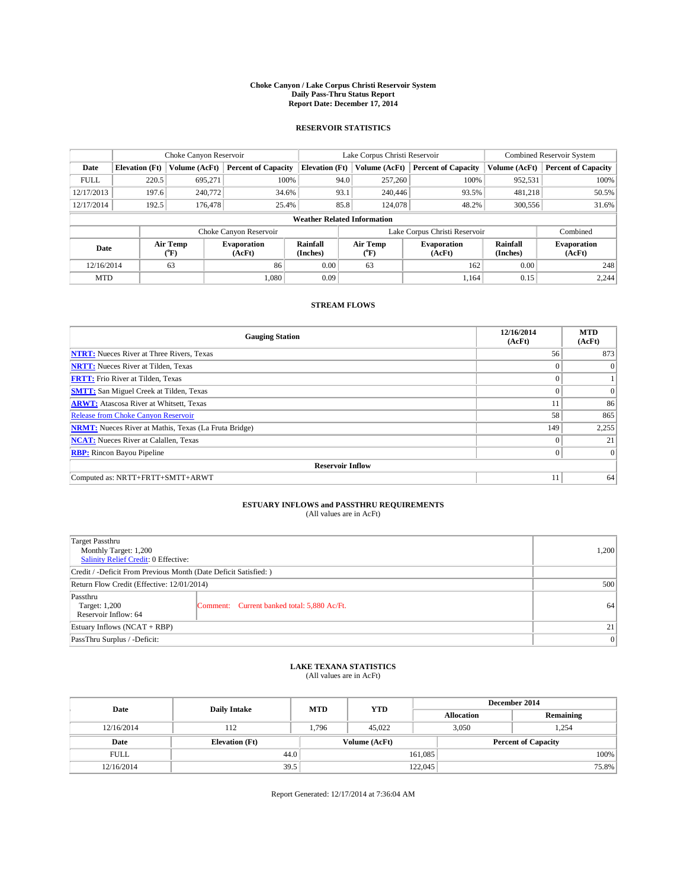# Choke Canyon / Lake Corpus Christi Reservoir System
## Daily Pass-Thru Status Report
### Report Date: December 17, 2014

## RESERVOIR STATISTICS

| | Choke Canyon Reservoir | | | Lake Corpus Christi Reservoir | | | Combined Reservoir System | |
|---|---|---|---|---|---|---|---|---|
| Date | Elevation (Ft) | Volume (AcFt) | Percent of Capacity | Elevation (Ft) | Volume (AcFt) | Percent of Capacity | Volume (AcFt) | Percent of Capacity |
| FULL | 220.5 | 695,271 | 100% | 94.0 | 257,260 | 100% | 952,531 | 100% |
| 12/17/2013 | 197.6 | 240,772 | 34.6% | 93.1 | 240,446 | 93.5% | 481,218 | 50.5% |
| 12/17/2014 | 192.5 | 176,478 | 25.4% | 85.8 | 124,078 | 48.2% | 300,556 | 31.6% |

**Weather Related Information**

| | Choke Canyon Reservoir | | | Lake Corpus Christi Reservoir | | | Combined |
|---|---|---|---|---|---|---|---|
| Date | Air Temp (°F) | Evaporation (AcFt) | Rainfall (Inches) | Air Temp (°F) | Evaporation (AcFt) | Rainfall (Inches) | Evaporation (AcFt) |
| 12/16/2014 | 63 | 86 | 0.00 | 63 | 162 | 0.00 | 248 |
| MTD | | 1,080 | 0.09 | | 1,164 | 0.15 | 2,244 |

## STREAM FLOWS

| Gauging Station | 12/16/2014 (AcFt) | MTD (AcFt) |
|---|---|---|
| NTRT: Nueces River at Three Rivers, Texas | 56 | 873 |
| NRTT: Nueces River at Tilden, Texas | 0 | 0 |
| FRTT: Frio River at Tilden, Texas | 0 | 1 |
| SMTT: San Miguel Creek at Tilden, Texas | 0 | 0 |
| ARWT: Atascosa River at Whitsett, Texas | 11 | 86 |
| Release from Choke Canyon Reservoir | 58 | 865 |
| NRMT: Nueces River at Mathis, Texas (La Fruta Bridge) | 149 | 2,255 |
| NCAT: Nueces River at Calallen, Texas | 0 | 21 |
| RBP: Rincon Bayou Pipeline | 0 | 0 |
| **Reservoir Inflow** | | |
| Computed as: NRTT+FRTT+SMTT+ARWT | 11 | 64 |

## ESTUARY INFLOWS and PASSTHRU REQUIREMENTS
(All values are in AcFt)

| | | |
|---|---|---|
| Target Passthru<br>Monthly Target: 1,200<br>Salinity Relief Credit: 0 Effective: | | 1,200 |
| Credit / -Deficit From Previous Month (Date Deficit Satisfied: ) | | |
| Return Flow Credit (Effective: 12/01/2014) | | 500 |
| Passthru<br>Target: 1,200<br>Reservoir Inflow: 64 | Comment: Current banked total: 5,880 Ac/Ft. | 64 |
| Estuary Inflows (NCAT + RBP) | | 21 |
| PassThru Surplus / -Deficit: | | 0 |

## LAKE TEXANA STATISTICS
(All values are in AcFt)

| Date | Daily Intake | MTD | YTD | December 2014 Allocation | December 2014 Remaining |
|---|---|---|---|---|---|
| 12/16/2014 | 112 | 1,796 | 45,022 | 3,050 | 1,254 |

| Date | Elevation (Ft) | Volume (AcFt) | Percent of Capacity |
|---|---|---|---|
| FULL | 44.0 | 161,085 | 100% |
| 12/16/2014 | 39.5 | 122,045 | 75.8% |

Report Generated: 12/17/2014 at 7:36:04 AM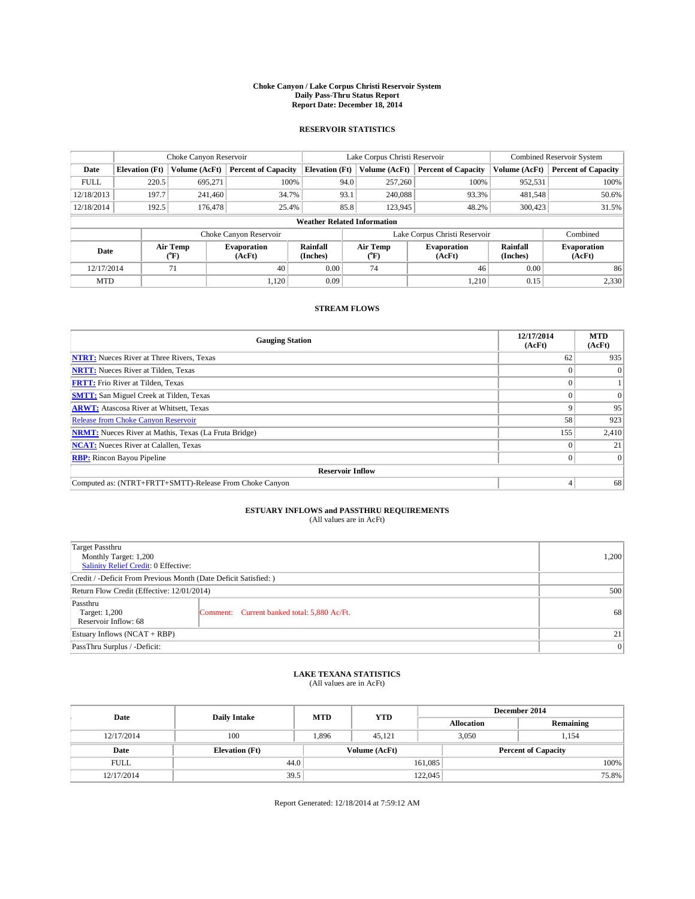# Choke Canyon / Lake Corpus Christi Reservoir System
## Daily Pass-Thru Status Report
### Report Date: December 18, 2014

## RESERVOIR STATISTICS

| | Choke Canyon Reservoir | | | Lake Corpus Christi Reservoir | | | Combined Reservoir System | |
|---|---|---|---|---|---|---|---|---|
| Date | Elevation (Ft) | Volume (AcFt) | Percent of Capacity | Elevation (Ft) | Volume (AcFt) | Percent of Capacity | Volume (AcFt) | Percent of Capacity |
| FULL | 220.5 | 695,271 | 100% | 94.0 | 257,260 | 100% | 952,531 | 100% |
| 12/18/2013 | 197.7 | 241,460 | 34.7% | 93.1 | 240,088 | 93.3% | 481,548 | 50.6% |
| 12/18/2014 | 192.5 | 176,478 | 25.4% | 85.8 | 123,945 | 48.2% | 300,423 | 31.5% |

**Weather Related Information**

| | Choke Canyon Reservoir | | | Lake Corpus Christi Reservoir | | | Combined |
|---|---|---|---|---|---|---|---|
| Date | Air Temp (°F) | Evaporation (AcFt) | Rainfall (Inches) | Air Temp (°F) | Evaporation (AcFt) | Rainfall (Inches) | Evaporation (AcFt) |
| 12/17/2014 | 71 | 40 | 0.00 | 74 | 46 | 0.00 | 86 |
| MTD | | 1,120 | 0.09 | | 1,210 | 0.15 | 2,330 |

## STREAM FLOWS

| Gauging Station | 12/17/2014 (AcFt) | MTD (AcFt) |
|---|---|---|
| NTRT: Nueces River at Three Rivers, Texas | 62 | 935 |
| NRTT: Nueces River at Tilden, Texas | 0 | 0 |
| FRTT: Frio River at Tilden, Texas | 0 | 1 |
| SMTT: San Miguel Creek at Tilden, Texas | 0 | 0 |
| ARWT: Atascosa River at Whitsett, Texas | 9 | 95 |
| Release from Choke Canyon Reservoir | 58 | 923 |
| NRMT: Nueces River at Mathis, Texas (La Fruta Bridge) | 155 | 2,410 |
| NCAT: Nueces River at Calallen, Texas | 0 | 21 |
| RBP: Rincon Bayou Pipeline | 0 | 0 |
| **Reservoir Inflow** | | |
| Computed as: (NTRT+FRTT+SMTT)-Release From Choke Canyon | 4 | 68 |

## ESTUARY INFLOWS and PASSTHRU REQUIREMENTS
(All values are in AcFt)

| | | |
|---|---|---|
| Target Passthru<br>Monthly Target: 1,200<br>Salinity Relief Credit: 0 Effective: | | 1,200 |
| Credit / -Deficit From Previous Month (Date Deficit Satisfied: ) | | |
| Return Flow Credit (Effective: 12/01/2014) | | 500 |
| Passthru<br>Target: 1,200<br>Reservoir Inflow: 68 | Comment: Current banked total: 5,880 Ac/Ft. | 68 |
| Estuary Inflows (NCAT + RBP) | | 21 |
| PassThru Surplus / -Deficit: | | 0 |

## LAKE TEXANA STATISTICS
(All values are in AcFt)

| Date | Daily Intake | MTD | YTD | December 2014 | |
|---|---|---|---|---|---|
| | | | | Allocation | Remaining |
| 12/17/2014 | 100 | 1,896 | 45,121 | 3,050 | 1,154 |

| Date | Elevation (Ft) | Volume (AcFt) | Percent of Capacity |
|---|---|---|---|
| FULL | 44.0 | 161,085 | 100% |
| 12/17/2014 | 39.5 | 122,045 | 75.8% |

Report Generated: 12/18/2014 at 7:59:12 AM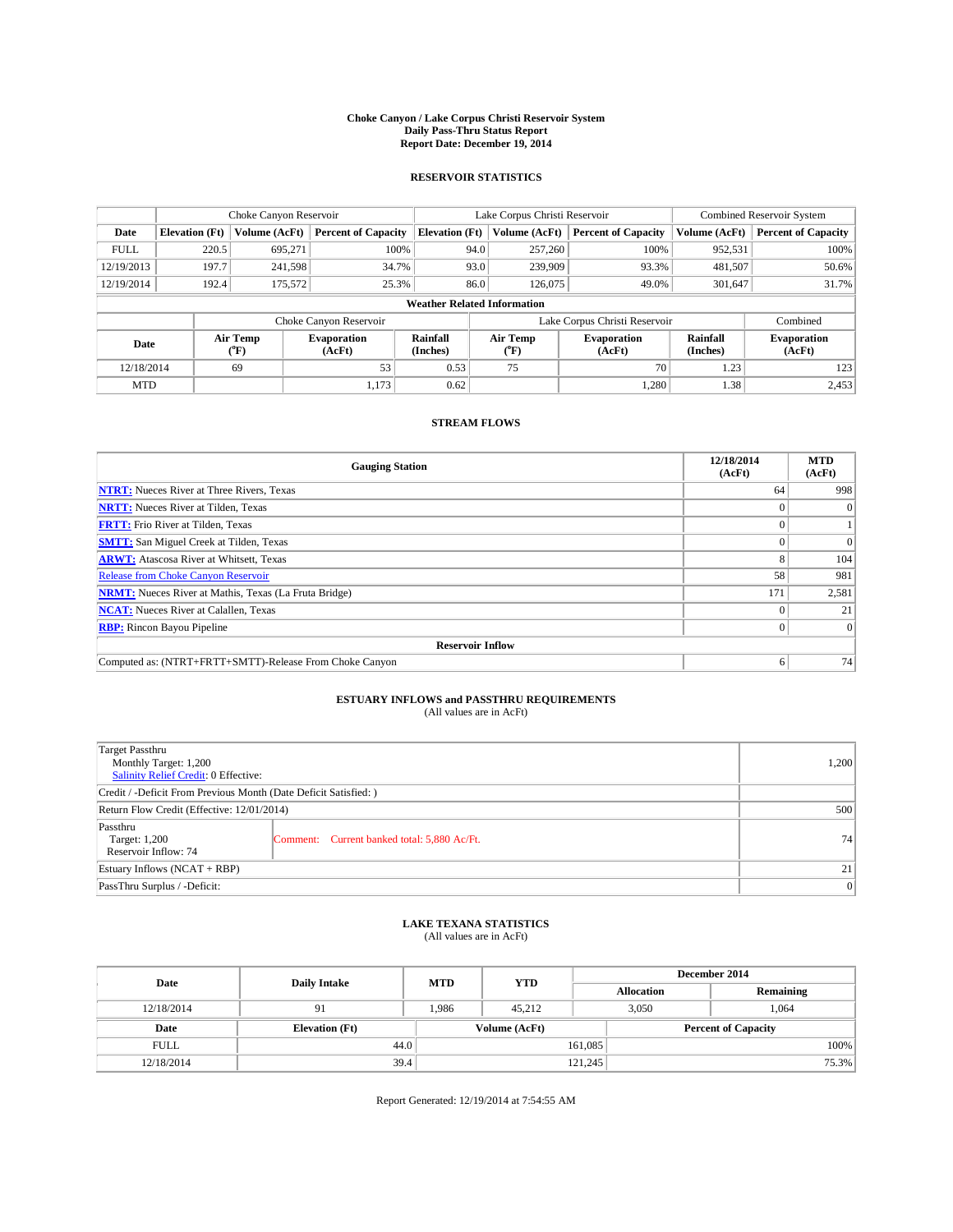**Choke Canyon / Lake Corpus Christi Reservoir System**
**Daily Pass-Thru Status Report**
**Report Date: December 19, 2014**

### RESERVOIR STATISTICS

| | Choke Canyon Reservoir | | | Lake Corpus Christi Reservoir | | | Combined Reservoir System | |
|---|---|---|---|---|---|---|---|---|
| **Date** | **Elevation (Ft)** | **Volume (AcFt)** | **Percent of Capacity** | **Elevation (Ft)** | **Volume (AcFt)** | **Percent of Capacity** | **Volume (AcFt)** | **Percent of Capacity** |
| FULL | 220.5 | 695,271 | 100% | 94.0 | 257,260 | 100% | 952,531 | 100% |
| 12/19/2013 | 197.7 | 241,598 | 34.7% | 93.0 | 239,909 | 93.3% | 481,507 | 50.6% |
| 12/19/2014 | 192.4 | 175,572 | 25.3% | 86.0 | 126,075 | 49.0% | 301,647 | 31.7% |

**Weather Related Information**

| | Choke Canyon Reservoir | | | Lake Corpus Christi Reservoir | | | Combined |
|---|---|---|---|---|---|---|---|
| **Date** | **Air Temp (°F)** | **Evaporation (AcFt)** | **Rainfall (Inches)** | **Air Temp (°F)** | **Evaporation (AcFt)** | **Rainfall (Inches)** | **Evaporation (AcFt)** |
| 12/18/2014 | 69 | 53 | 0.53 | 75 | 70 | 1.23 | 123 |
| MTD | | 1,173 | 0.62 | | 1,280 | 1.38 | 2,453 |

### STREAM FLOWS

| Gauging Station | 12/18/2014 (AcFt) | MTD (AcFt) |
|---|---|---|
| **NTRT:** Nueces River at Three Rivers, Texas | 64 | 998 |
| **NRTT:** Nueces River at Tilden, Texas | 0 | 0 |
| **FRTT:** Frio River at Tilden, Texas | 0 | 1 |
| **SMTT:** San Miguel Creek at Tilden, Texas | 0 | 0 |
| **ARWT:** Atascosa River at Whitsett, Texas | 8 | 104 |
| Release from Choke Canyon Reservoir | 58 | 981 |
| **NRMT:** Nueces River at Mathis, Texas (La Fruta Bridge) | 171 | 2,581 |
| **NCAT:** Nueces River at Calallen, Texas | 0 | 21 |
| **RBP:** Rincon Bayou Pipeline | 0 | 0 |
| **Reservoir Inflow** | | |
| Computed as: (NTRT+FRTT+SMTT)-Release From Choke Canyon | 6 | 74 |

### ESTUARY INFLOWS and PASSTHRU REQUIREMENTS
(All values are in AcFt)

| | | |
|---|---|---|
| Target Passthru<br>Monthly Target: 1,200<br>Salinity Relief Credit: 0 Effective: | | 1,200 |
| Credit / -Deficit From Previous Month (Date Deficit Satisfied: ) | | |
| Return Flow Credit (Effective: 12/01/2014) | | 500 |
| Passthru<br>Target: 1,200<br>Reservoir Inflow: 74 | Comment: Current banked total: 5,880 Ac/Ft. | 74 |
| Estuary Inflows (NCAT + RBP) | | 21 |
| PassThru Surplus / -Deficit: | | 0 |

### LAKE TEXANA STATISTICS
(All values are in AcFt)

| Date | Daily Intake | MTD | YTD | December 2014 Allocation | December 2014 Remaining |
|---|---|---|---|---|---|
| 12/18/2014 | 91 | 1,986 | 45,212 | 3,050 | 1,064 |

| Date | Elevation (Ft) | Volume (AcFt) | Percent of Capacity |
|---|---|---|---|
| FULL | 44.0 | 161,085 | 100% |
| 12/18/2014 | 39.4 | 121,245 | 75.3% |

Report Generated: 12/19/2014 at 7:54:55 AM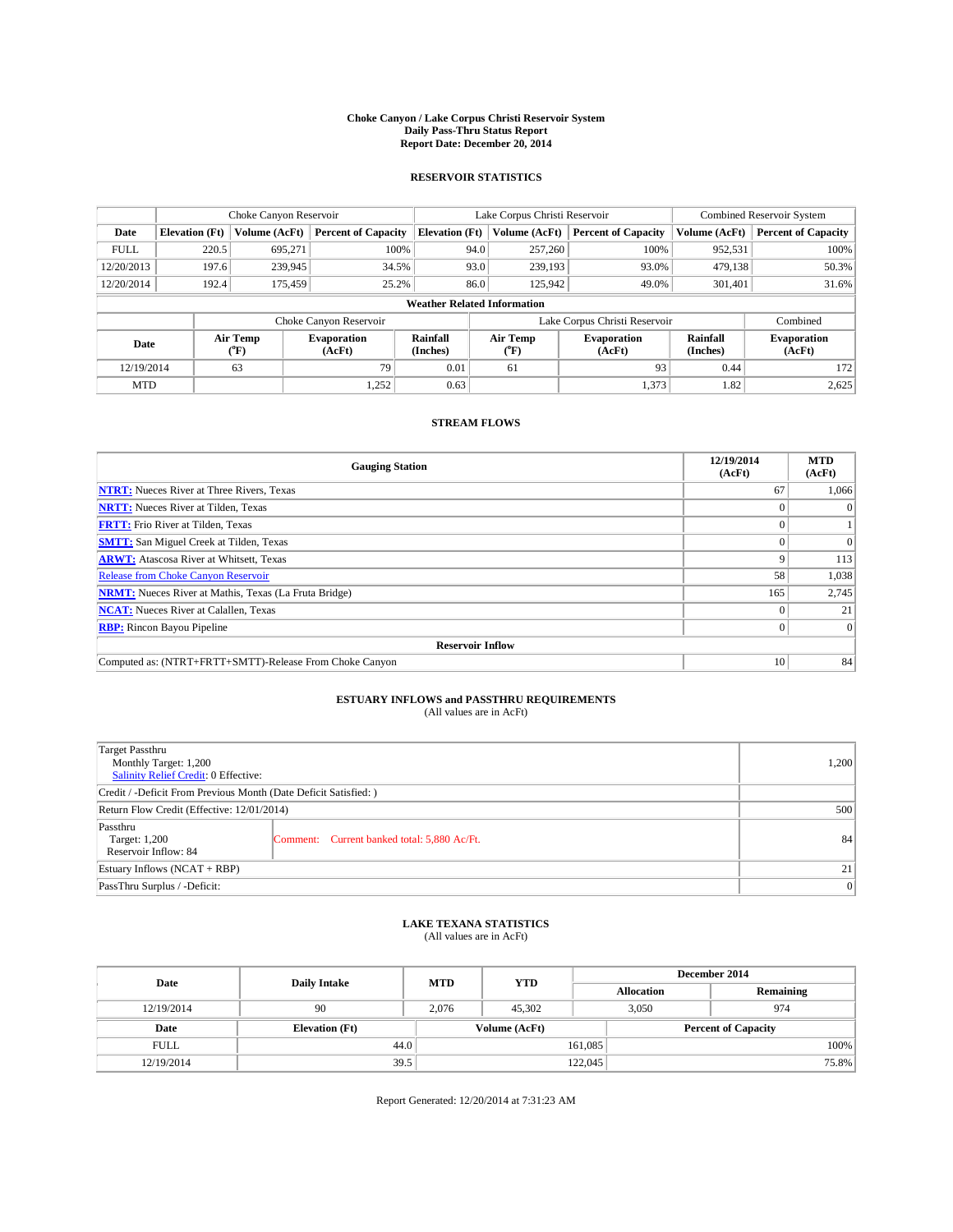**Choke Canyon / Lake Corpus Christi Reservoir System**
**Daily Pass-Thru Status Report**
**Report Date: December 20, 2014**

## RESERVOIR STATISTICS

| | Choke Canyon Reservoir | | | Lake Corpus Christi Reservoir | | | Combined Reservoir System | |
|---|---|---|---|---|---|---|---|---|
| Date | Elevation (Ft) | Volume (AcFt) | Percent of Capacity | Elevation (Ft) | Volume (AcFt) | Percent of Capacity | Volume (AcFt) | Percent of Capacity |
| FULL | 220.5 | 695,271 | 100% | 94.0 | 257,260 | 100% | 952,531 | 100% |
| 12/20/2013 | 197.6 | 239,945 | 34.5% | 93.0 | 239,193 | 93.0% | 479,138 | 50.3% |
| 12/20/2014 | 192.4 | 175,459 | 25.2% | 86.0 | 125,942 | 49.0% | 301,401 | 31.6% |

**Weather Related Information**

| | Choke Canyon Reservoir | | | Lake Corpus Christi Reservoir | | | Combined |
|---|---|---|---|---|---|---|---|
| Date | Air Temp (°F) | Evaporation (AcFt) | Rainfall (Inches) | Air Temp (°F) | Evaporation (AcFt) | Rainfall (Inches) | Evaporation (AcFt) |
| 12/19/2014 | 63 | 79 | 0.01 | 61 | 93 | 0.44 | 172 |
| MTD | | 1,252 | 0.63 | | 1,373 | 1.82 | 2,625 |

## STREAM FLOWS

| Gauging Station | 12/19/2014 (AcFt) | MTD (AcFt) |
|---|---|---|
| NTRT: Nueces River at Three Rivers, Texas | 67 | 1,066 |
| NRTT: Nueces River at Tilden, Texas | 0 | 0 |
| FRTT: Frio River at Tilden, Texas | 0 | 1 |
| SMTT: San Miguel Creek at Tilden, Texas | 0 | 0 |
| ARWT: Atascosa River at Whitsett, Texas | 9 | 113 |
| Release from Choke Canyon Reservoir | 58 | 1,038 |
| NRMT: Nueces River at Mathis, Texas (La Fruta Bridge) | 165 | 2,745 |
| NCAT: Nueces River at Calallen, Texas | 0 | 21 |
| RBP: Rincon Bayou Pipeline | 0 | 0 |
| **Reservoir Inflow** | | |
| Computed as: (NTRT+FRTT+SMTT)-Release From Choke Canyon | 10 | 84 |

## ESTUARY INFLOWS and PASSTHRU REQUIREMENTS
(All values are in AcFt)

| | | |
|---|---|---|
| Target Passthru<br>Monthly Target: 1,200<br>Salinity Relief Credit: 0 Effective: | | 1,200 |
| Credit / -Deficit From Previous Month (Date Deficit Satisfied: ) | | |
| Return Flow Credit (Effective: 12/01/2014) | | 500 |
| Passthru<br>Target: 1,200<br>Reservoir Inflow: 84 | Comment: Current banked total: 5,880 Ac/Ft. | 84 |
| Estuary Inflows (NCAT + RBP) | | 21 |
| PassThru Surplus / -Deficit: | | 0 |

## LAKE TEXANA STATISTICS
(All values are in AcFt)

| Date | Daily Intake | MTD | YTD | December 2014 Allocation | December 2014 Remaining |
|---|---|---|---|---|---|
| 12/19/2014 | 90 | 2,076 | 45,302 | 3,050 | 974 |

| Date | Elevation (Ft) | Volume (AcFt) | Percent of Capacity |
|---|---|---|---|
| FULL | 44.0 | 161,085 | 100% |
| 12/19/2014 | 39.5 | 122,045 | 75.8% |

Report Generated: 12/20/2014 at 7:31:23 AM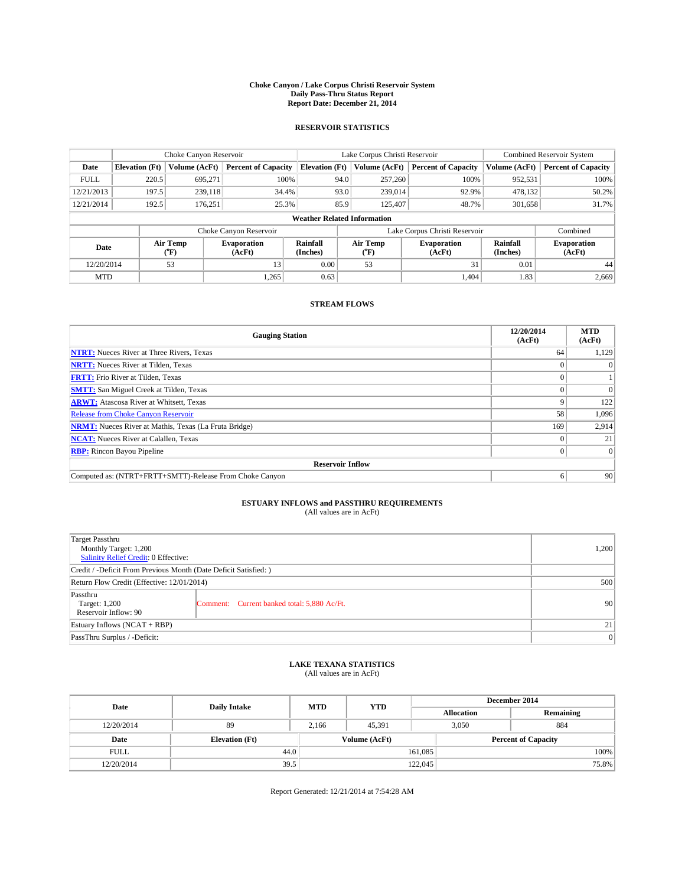# Choke Canyon / Lake Corpus Christi Reservoir System
## Daily Pass-Thru Status Report
## Report Date: December 21, 2014

### RESERVOIR STATISTICS

| | Choke Canyon Reservoir | | | Lake Corpus Christi Reservoir | | | Combined Reservoir System | |
|---|---|---|---|---|---|---|---|---|
| Date | Elevation (Ft) | Volume (AcFt) | Percent of Capacity | Elevation (Ft) | Volume (AcFt) | Percent of Capacity | Volume (AcFt) | Percent of Capacity |
| FULL | 220.5 | 695,271 | 100% | 94.0 | 257,260 | 100% | 952,531 | 100% |
| 12/21/2013 | 197.5 | 239,118 | 34.4% | 93.0 | 239,014 | 92.9% | 478,132 | 50.2% |
| 12/21/2014 | 192.5 | 176,251 | 25.3% | 85.9 | 125,407 | 48.7% | 301,658 | 31.7% |

#### Weather Related Information

| | Choke Canyon Reservoir | | | Lake Corpus Christi Reservoir | | | Combined |
|---|---|---|---|---|---|---|---|
| Date | Air Temp (°F) | Evaporation (AcFt) | Rainfall (Inches) | Air Temp (°F) | Evaporation (AcFt) | Rainfall (Inches) | Evaporation (AcFt) |
| 12/20/2014 | 53 | 13 | 0.00 | 53 | 31 | 0.01 | 44 |
| MTD | | 1,265 | 0.63 | | 1,404 | 1.83 | 2,669 |

### STREAM FLOWS

| Gauging Station | 12/20/2014 (AcFt) | MTD (AcFt) |
|---|---|---|
| NTRT: Nueces River at Three Rivers, Texas | 64 | 1,129 |
| NRTT: Nueces River at Tilden, Texas | 0 | 0 |
| FRTT: Frio River at Tilden, Texas | 0 | 1 |
| SMTT: San Miguel Creek at Tilden, Texas | 0 | 0 |
| ARWT: Atascosa River at Whitsett, Texas | 9 | 122 |
| Release from Choke Canyon Reservoir | 58 | 1,096 |
| NRMT: Nueces River at Mathis, Texas (La Fruta Bridge) | 169 | 2,914 |
| NCAT: Nueces River at Calallen, Texas | 0 | 21 |
| RBP: Rincon Bayou Pipeline | 0 | 0 |
| **Reservoir Inflow** | | |
| Computed as: (NTRT+FRTT+SMTT)-Release From Choke Canyon | 6 | 90 |

### ESTUARY INFLOWS and PASSTHRU REQUIREMENTS
(All values are in AcFt)

| | |
|---|---|
| Target Passthru<br>Monthly Target: 1,200<br>Salinity Relief Credit: 0 Effective: | 1,200 |
| Credit / -Deficit From Previous Month (Date Deficit Satisfied: ) | |
| Return Flow Credit (Effective: 12/01/2014) | 500 |
| Passthru<br>Target: 1,200<br>Reservoir Inflow: 90<br>Comment: Current banked total: 5,880 Ac/Ft. | 90 |
| Estuary Inflows (NCAT + RBP) | 21 |
| PassThru Surplus / -Deficit: | 0 |

### LAKE TEXANA STATISTICS
(All values are in AcFt)

| Date | Daily Intake | MTD | YTD | December 2014 Allocation | December 2014 Remaining |
|---|---|---|---|---|---|
| 12/20/2014 | 89 | 2,166 | 45,391 | 3,050 | 884 |

| Date | Elevation (Ft) | Volume (AcFt) | Percent of Capacity |
|---|---|---|---|
| FULL | 44.0 | 161,085 | 100% |
| 12/20/2014 | 39.5 | 122,045 | 75.8% |

Report Generated: 12/21/2014 at 7:54:28 AM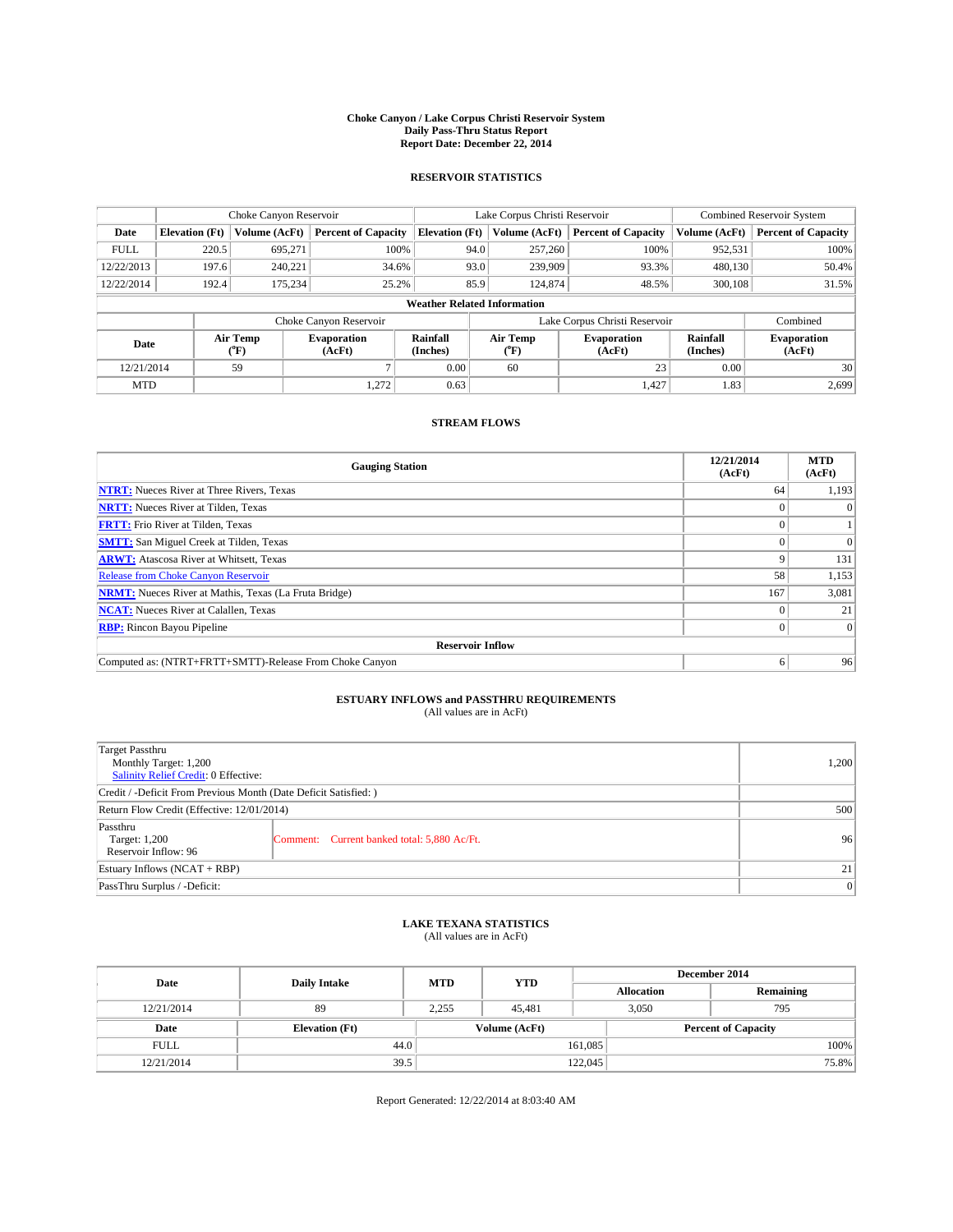# Choke Canyon / Lake Corpus Christi Reservoir System
## Daily Pass-Thru Status Report
### Report Date: December 22, 2014

## RESERVOIR STATISTICS

| | Choke Canyon Reservoir | | | Lake Corpus Christi Reservoir | | | Combined Reservoir System | |
|---|---|---|---|---|---|---|---|---|
| Date | Elevation (Ft) | Volume (AcFt) | Percent of Capacity | Elevation (Ft) | Volume (AcFt) | Percent of Capacity | Volume (AcFt) | Percent of Capacity |
| FULL | 220.5 | 695,271 | 100% | 94.0 | 257,260 | 100% | 952,531 | 100% |
| 12/22/2013 | 197.6 | 240,221 | 34.6% | 93.0 | 239,909 | 93.3% | 480,130 | 50.4% |
| 12/22/2014 | 192.4 | 175,234 | 25.2% | 85.9 | 124,874 | 48.5% | 300,108 | 31.5% |

**Weather Related Information**

| | Choke Canyon Reservoir | | | Lake Corpus Christi Reservoir | | | Combined |
|---|---|---|---|---|---|---|---|
| Date | Air Temp (°F) | Evaporation (AcFt) | Rainfall (Inches) | Air Temp (°F) | Evaporation (AcFt) | Rainfall (Inches) | Evaporation (AcFt) |
| 12/21/2014 | 59 | 7 | 0.00 | 60 | 23 | 0.00 | 30 |
| MTD | | 1,272 | 0.63 | | 1,427 | 1.83 | 2,699 |

## STREAM FLOWS

| Gauging Station | 12/21/2014 (AcFt) | MTD (AcFt) |
|---|---|---|
| **NTRT:** Nueces River at Three Rivers, Texas | 64 | 1,193 |
| **NRTT:** Nueces River at Tilden, Texas | 0 | 0 |
| **FRTT:** Frio River at Tilden, Texas | 0 | 1 |
| **SMTT:** San Miguel Creek at Tilden, Texas | 0 | 0 |
| **ARWT:** Atascosa River at Whitsett, Texas | 9 | 131 |
| Release from Choke Canyon Reservoir | 58 | 1,153 |
| **NRMT:** Nueces River at Mathis, Texas (La Fruta Bridge) | 167 | 3,081 |
| **NCAT:** Nueces River at Calallen, Texas | 0 | 21 |
| **RBP:** Rincon Bayou Pipeline | 0 | 0 |
| **Reservoir Inflow** | | |
| Computed as: (NTRT+FRTT+SMTT)-Release From Choke Canyon | 6 | 96 |

## ESTUARY INFLOWS and PASSTHRU REQUIREMENTS
(All values are in AcFt)

| | |
|---|---|
| Target Passthru<br>Monthly Target: 1,200<br>Salinity Relief Credit: 0 Effective: | 1,200 |
| Credit / -Deficit From Previous Month (Date Deficit Satisfied: ) | |
| Return Flow Credit (Effective: 12/01/2014) | 500 |
| Passthru<br>Target: 1,200<br>Reservoir Inflow: 96 — Comment: Current banked total: 5,880 Ac/Ft. | 96 |
| Estuary Inflows (NCAT + RBP) | 21 |
| PassThru Surplus / -Deficit: | 0 |

## LAKE TEXANA STATISTICS
(All values are in AcFt)

| Date | Daily Intake | MTD | YTD | December 2014 Allocation | December 2014 Remaining |
|---|---|---|---|---|---|
| 12/21/2014 | 89 | 2,255 | 45,481 | 3,050 | 795 |

| Date | Elevation (Ft) | Volume (AcFt) | Percent of Capacity |
|---|---|---|---|
| FULL | 44.0 | 161,085 | 100% |
| 12/21/2014 | 39.5 | 122,045 | 75.8% |

Report Generated: 12/22/2014 at 8:03:40 AM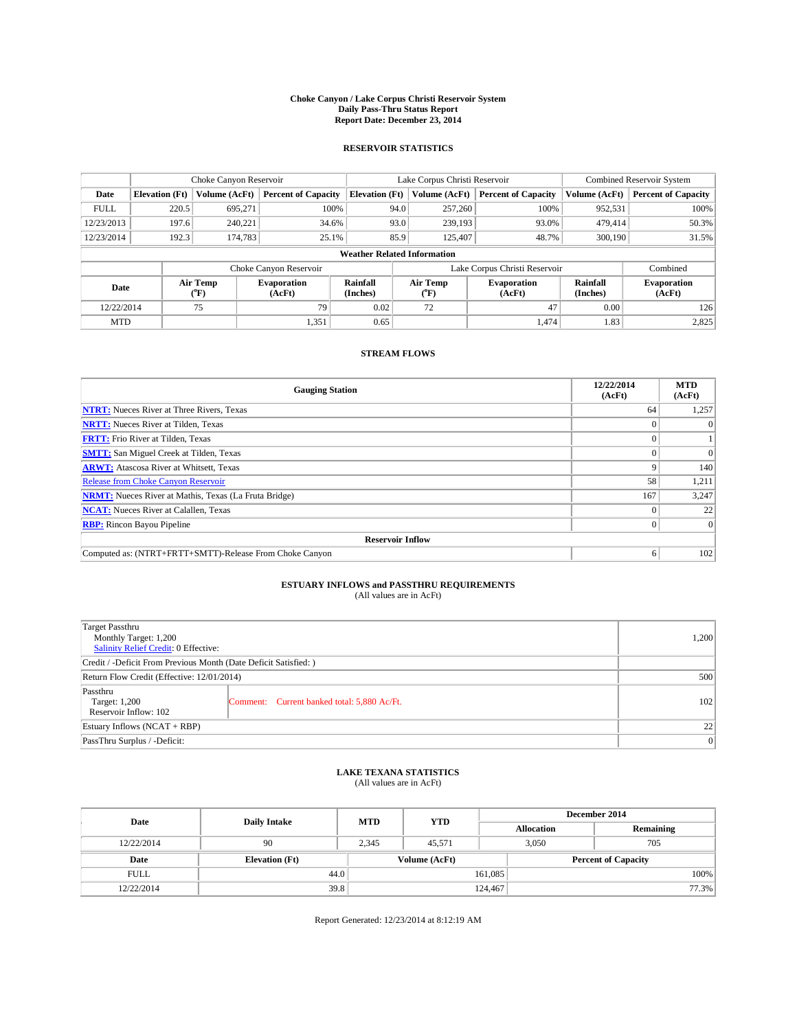**Choke Canyon / Lake Corpus Christi Reservoir System**
**Daily Pass-Thru Status Report**
**Report Date: December 23, 2014**

## RESERVOIR STATISTICS

| | Choke Canyon Reservoir | | | Lake Corpus Christi Reservoir | | | Combined Reservoir System | |
|---|---|---|---|---|---|---|---|---|
| Date | Elevation (Ft) | Volume (AcFt) | Percent of Capacity | Elevation (Ft) | Volume (AcFt) | Percent of Capacity | Volume (AcFt) | Percent of Capacity |
| FULL | 220.5 | 695,271 | 100% | 94.0 | 257,260 | 100% | 952,531 | 100% |
| 12/23/2013 | 197.6 | 240,221 | 34.6% | 93.0 | 239,193 | 93.0% | 479,414 | 50.3% |
| 12/23/2014 | 192.3 | 174,783 | 25.1% | 85.9 | 125,407 | 48.7% | 300,190 | 31.5% |

**Weather Related Information**

| | Choke Canyon Reservoir | | | Lake Corpus Christi Reservoir | | | Combined |
|---|---|---|---|---|---|---|---|
| Date | Air Temp (°F) | Evaporation (AcFt) | Rainfall (Inches) | Air Temp (°F) | Evaporation (AcFt) | Rainfall (Inches) | Evaporation (AcFt) |
| 12/22/2014 | 75 | 79 | 0.02 | 72 | 47 | 0.00 | 126 |
| MTD | | 1,351 | 0.65 | | 1,474 | 1.83 | 2,825 |

## STREAM FLOWS

| Gauging Station | 12/22/2014 (AcFt) | MTD (AcFt) |
|---|---|---|
| **NTRT:** Nueces River at Three Rivers, Texas | 64 | 1,257 |
| **NRTT:** Nueces River at Tilden, Texas | 0 | 0 |
| **FRTT:** Frio River at Tilden, Texas | 0 | 1 |
| **SMTT:** San Miguel Creek at Tilden, Texas | 0 | 0 |
| **ARWT:** Atascosa River at Whitsett, Texas | 9 | 140 |
| Release from Choke Canyon Reservoir | 58 | 1,211 |
| **NRMT:** Nueces River at Mathis, Texas (La Fruta Bridge) | 167 | 3,247 |
| **NCAT:** Nueces River at Calallen, Texas | 0 | 22 |
| **RBP:** Rincon Bayou Pipeline | 0 | 0 |
| **Reservoir Inflow** | | |
| Computed as: (NTRT+FRTT+SMTT)-Release From Choke Canyon | 6 | 102 |

## ESTUARY INFLOWS and PASSTHRU REQUIREMENTS
(All values are in AcFt)

| | | |
|---|---|---|
| Target Passthru<br>Monthly Target: 1,200<br>Salinity Relief Credit: 0 Effective: | | 1,200 |
| Credit / -Deficit From Previous Month (Date Deficit Satisfied: ) | | |
| Return Flow Credit (Effective: 12/01/2014) | | 500 |
| Passthru<br>Target: 1,200<br>Reservoir Inflow: 102 | Comment: Current banked total: 5,880 Ac/Ft. | 102 |
| Estuary Inflows (NCAT + RBP) | | 22 |
| PassThru Surplus / -Deficit: | | 0 |

## LAKE TEXANA STATISTICS
(All values are in AcFt)

| Date | Daily Intake | MTD | YTD | December 2014 Allocation | December 2014 Remaining |
|---|---|---|---|---|---|
| 12/22/2014 | 90 | 2,345 | 45,571 | 3,050 | 705 |

| Date | Elevation (Ft) | Volume (AcFt) | Percent of Capacity |
|---|---|---|---|
| FULL | 44.0 | 161,085 | 100% |
| 12/22/2014 | 39.8 | 124,467 | 77.3% |

Report Generated: 12/23/2014 at 8:12:19 AM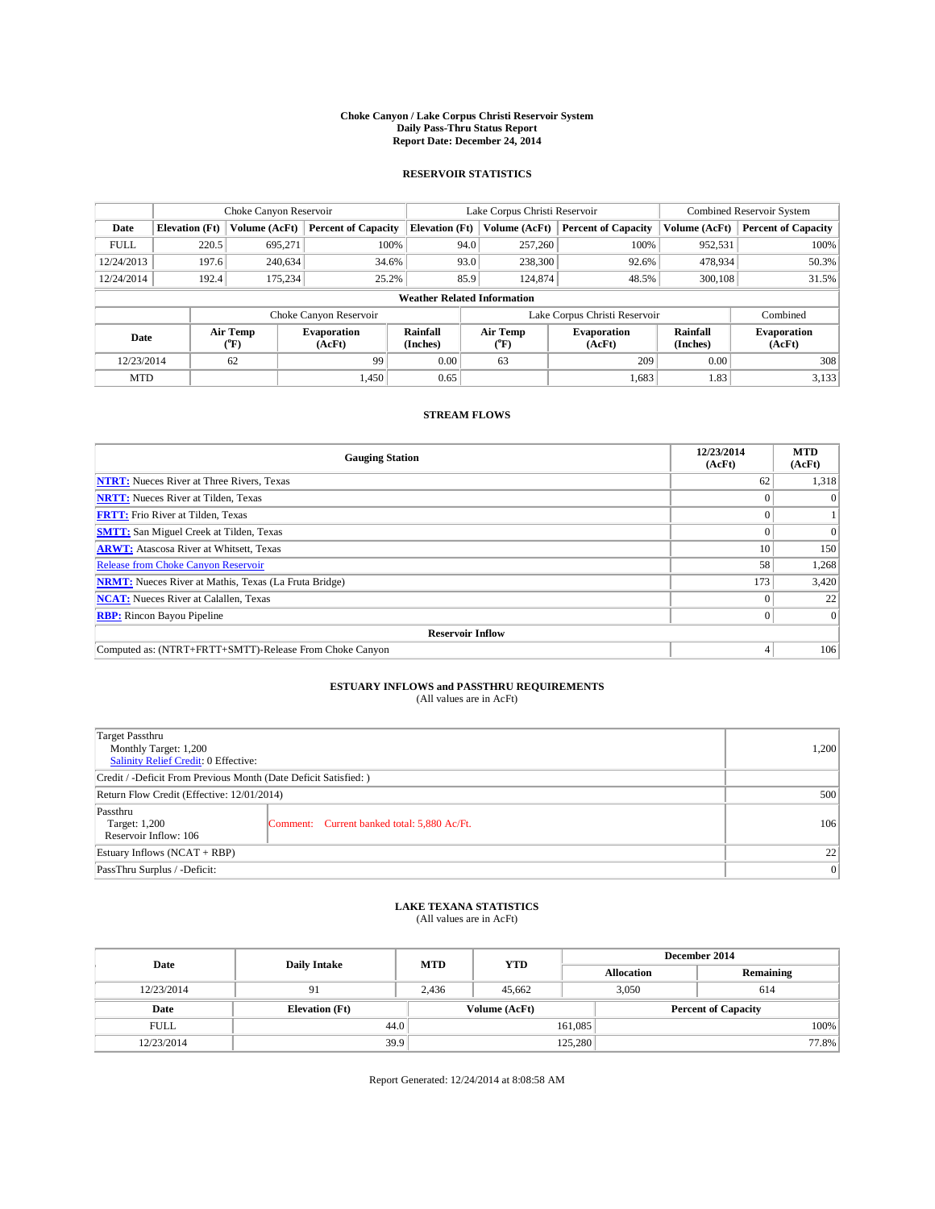**Choke Canyon / Lake Corpus Christi Reservoir System**
**Daily Pass-Thru Status Report**
**Report Date: December 24, 2014**

## RESERVOIR STATISTICS

| | Choke Canyon Reservoir | | | Lake Corpus Christi Reservoir | | | Combined Reservoir System | |
|---|---|---|---|---|---|---|---|---|
| Date | Elevation (Ft) | Volume (AcFt) | Percent of Capacity | Elevation (Ft) | Volume (AcFt) | Percent of Capacity | Volume (AcFt) | Percent of Capacity |
| FULL | 220.5 | 695,271 | 100% | 94.0 | 257,260 | 100% | 952,531 | 100% |
| 12/24/2013 | 197.6 | 240,634 | 34.6% | 93.0 | 238,300 | 92.6% | 478,934 | 50.3% |
| 12/24/2014 | 192.4 | 175,234 | 25.2% | 85.9 | 124,874 | 48.5% | 300,108 | 31.5% |

**Weather Related Information**

| | Choke Canyon Reservoir | | | Lake Corpus Christi Reservoir | | | Combined |
|---|---|---|---|---|---|---|---|
| Date | Air Temp (°F) | Evaporation (AcFt) | Rainfall (Inches) | Air Temp (°F) | Evaporation (AcFt) | Rainfall (Inches) | Evaporation (AcFt) |
| 12/23/2014 | 62 | 99 | 0.00 | 63 | 209 | 0.00 | 308 |
| MTD | | 1,450 | 0.65 | | 1,683 | 1.83 | 3,133 |

## STREAM FLOWS

| Gauging Station | 12/23/2014 (AcFt) | MTD (AcFt) |
|---|---|---|
| **NTRT:** Nueces River at Three Rivers, Texas | 62 | 1,318 |
| **NRTT:** Nueces River at Tilden, Texas | 0 | 0 |
| **FRTT:** Frio River at Tilden, Texas | 0 | 1 |
| **SMTT:** San Miguel Creek at Tilden, Texas | 0 | 0 |
| **ARWT:** Atascosa River at Whitsett, Texas | 10 | 150 |
| Release from Choke Canyon Reservoir | 58 | 1,268 |
| **NRMT:** Nueces River at Mathis, Texas (La Fruta Bridge) | 173 | 3,420 |
| **NCAT:** Nueces River at Calallen, Texas | 0 | 22 |
| **RBP:** Rincon Bayou Pipeline | 0 | 0 |
| **Reservoir Inflow** | | |
| Computed as: (NTRT+FRTT+SMTT)-Release From Choke Canyon | 4 | 106 |

## ESTUARY INFLOWS and PASSTHRU REQUIREMENTS

(All values are in AcFt)

| | | |
|---|---|---|
| Target Passthru<br>Monthly Target: 1,200<br>Salinity Relief Credit: 0 Effective: | | 1,200 |
| Credit / -Deficit From Previous Month (Date Deficit Satisfied: ) | | |
| Return Flow Credit (Effective: 12/01/2014) | | 500 |
| Passthru<br>Target: 1,200<br>Reservoir Inflow: 106 | Comment: Current banked total: 5,880 Ac/Ft. | 106 |
| Estuary Inflows (NCAT + RBP) | | 22 |
| PassThru Surplus / -Deficit: | | 0 |

## LAKE TEXANA STATISTICS

(All values are in AcFt)

| Date | Daily Intake | MTD | YTD | December 2014 Allocation | December 2014 Remaining |
|---|---|---|---|---|---|
| 12/23/2014 | 91 | 2,436 | 45,662 | 3,050 | 614 |

| Date | Elevation (Ft) | Volume (AcFt) | Percent of Capacity |
|---|---|---|---|
| FULL | 44.0 | 161,085 | 100% |
| 12/23/2014 | 39.9 | 125,280 | 77.8% |

Report Generated: 12/24/2014 at 8:08:58 AM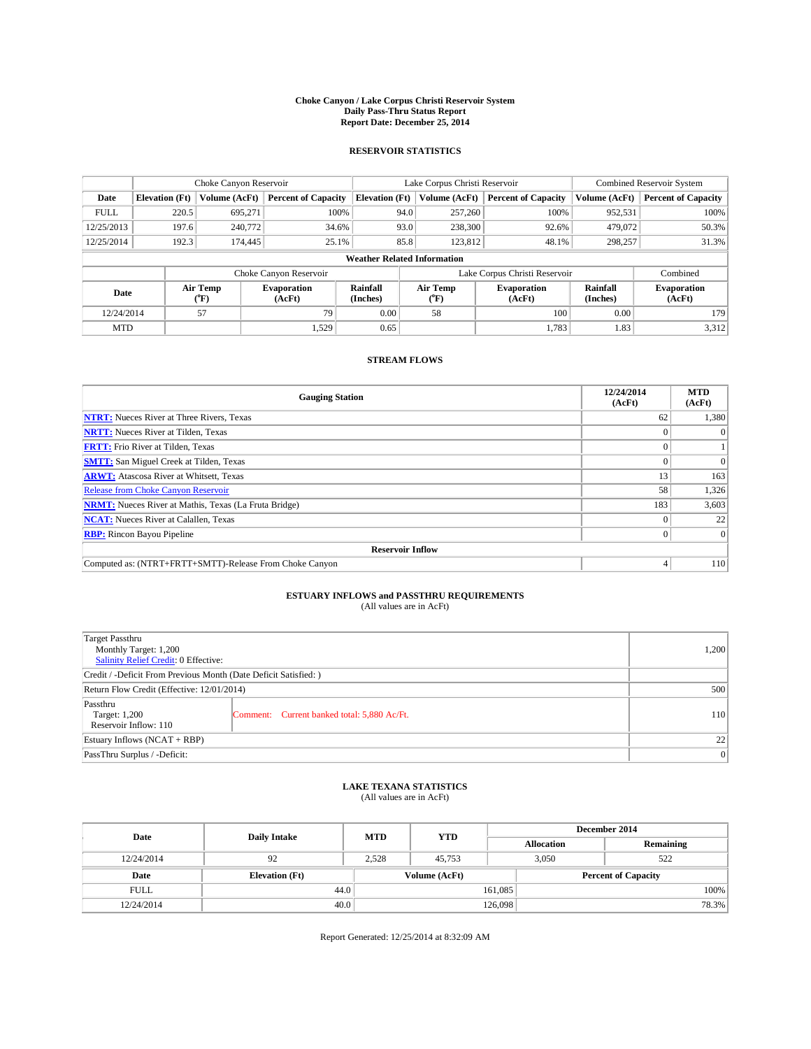**Choke Canyon / Lake Corpus Christi Reservoir System**
**Daily Pass-Thru Status Report**
**Report Date: December 25, 2014**

## RESERVOIR STATISTICS

| | Choke Canyon Reservoir | | | Lake Corpus Christi Reservoir | | | Combined Reservoir System | |
|---|---|---|---|---|---|---|---|---|
| Date | Elevation (Ft) | Volume (AcFt) | Percent of Capacity | Elevation (Ft) | Volume (AcFt) | Percent of Capacity | Volume (AcFt) | Percent of Capacity |
| FULL | 220.5 | 695,271 | 100% | 94.0 | 257,260 | 100% | 952,531 | 100% |
| 12/25/2013 | 197.6 | 240,772 | 34.6% | 93.0 | 238,300 | 92.6% | 479,072 | 50.3% |
| 12/25/2014 | 192.3 | 174,445 | 25.1% | 85.8 | 123,812 | 48.1% | 298,257 | 31.3% |

**Weather Related Information**

| | Choke Canyon Reservoir | | | Lake Corpus Christi Reservoir | | | Combined |
|---|---|---|---|---|---|---|---|
| Date | Air Temp (°F) | Evaporation (AcFt) | Rainfall (Inches) | Air Temp (°F) | Evaporation (AcFt) | Rainfall (Inches) | Evaporation (AcFt) |
| 12/24/2014 | 57 | 79 | 0.00 | 58 | 100 | 0.00 | 179 |
| MTD | | 1,529 | 0.65 | | 1,783 | 1.83 | 3,312 |

## STREAM FLOWS

| Gauging Station | 12/24/2014 (AcFt) | MTD (AcFt) |
|---|---|---|
| **NTRT:** Nueces River at Three Rivers, Texas | 62 | 1,380 |
| **NRTT:** Nueces River at Tilden, Texas | 0 | 0 |
| **FRTT:** Frio River at Tilden, Texas | 0 | 1 |
| **SMTT:** San Miguel Creek at Tilden, Texas | 0 | 0 |
| **ARWT:** Atascosa River at Whitsett, Texas | 13 | 163 |
| Release from Choke Canyon Reservoir | 58 | 1,326 |
| **NRMT:** Nueces River at Mathis, Texas (La Fruta Bridge) | 183 | 3,603 |
| **NCAT:** Nueces River at Calallen, Texas | 0 | 22 |
| **RBP:** Rincon Bayou Pipeline | 0 | 0 |
| **Reservoir Inflow** | | |
| Computed as: (NTRT+FRTT+SMTT)-Release From Choke Canyon | 4 | 110 |

## ESTUARY INFLOWS and PASSTHRU REQUIREMENTS
(All values are in AcFt)

| | | |
|---|---|---|
| Target Passthru<br>Monthly Target: 1,200<br>Salinity Relief Credit: 0 Effective: | | 1,200 |
| Credit / -Deficit From Previous Month (Date Deficit Satisfied: ) | | |
| Return Flow Credit (Effective: 12/01/2014) | | 500 |
| Passthru<br>Target: 1,200<br>Reservoir Inflow: 110 | Comment: Current banked total: 5,880 Ac/Ft. | 110 |
| Estuary Inflows (NCAT + RBP) | | 22 |
| PassThru Surplus / -Deficit: | | 0 |

## LAKE TEXANA STATISTICS
(All values are in AcFt)

| Date | Daily Intake | MTD | YTD | December 2014 Allocation | December 2014 Remaining |
|---|---|---|---|---|---|
| 12/24/2014 | 92 | 2,528 | 45,753 | 3,050 | 522 |

| Date | Elevation (Ft) | Volume (AcFt) | Percent of Capacity |
|---|---|---|---|
| FULL | 44.0 | 161,085 | 100% |
| 12/24/2014 | 40.0 | 126,098 | 78.3% |

Report Generated: 12/25/2014 at 8:32:09 AM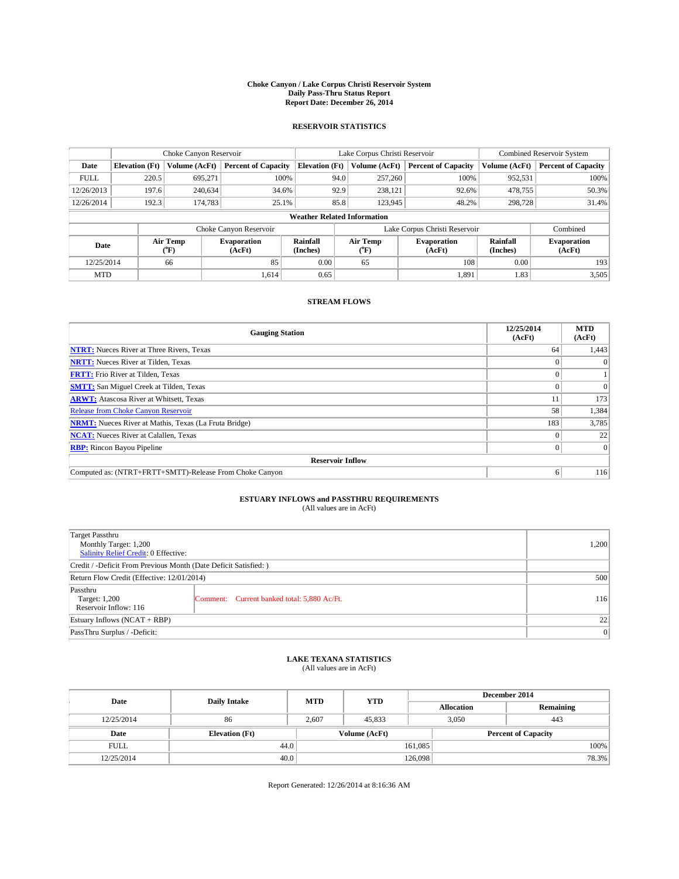**Choke Canyon / Lake Corpus Christi Reservoir System**
**Daily Pass-Thru Status Report**
**Report Date: December 26, 2014**

## RESERVOIR STATISTICS

| | Choke Canyon Reservoir | | | Lake Corpus Christi Reservoir | | | Combined Reservoir System | |
|---|---|---|---|---|---|---|---|---|
| Date | Elevation (Ft) | Volume (AcFt) | Percent of Capacity | Elevation (Ft) | Volume (AcFt) | Percent of Capacity | Volume (AcFt) | Percent of Capacity |
| FULL | 220.5 | 695,271 | 100% | 94.0 | 257,260 | 100% | 952,531 | 100% |
| 12/26/2013 | 197.6 | 240,634 | 34.6% | 92.9 | 238,121 | 92.6% | 478,755 | 50.3% |
| 12/26/2014 | 192.3 | 174,783 | 25.1% | 85.8 | 123,945 | 48.2% | 298,728 | 31.4% |

**Weather Related Information**

| | Choke Canyon Reservoir | | | Lake Corpus Christi Reservoir | | | Combined |
|---|---|---|---|---|---|---|---|
| Date | Air Temp (°F) | Evaporation (AcFt) | Rainfall (Inches) | Air Temp (°F) | Evaporation (AcFt) | Rainfall (Inches) | Evaporation (AcFt) |
| 12/25/2014 | 66 | 85 | 0.00 | 65 | 108 | 0.00 | 193 |
| MTD | | 1,614 | 0.65 | | 1,891 | 1.83 | 3,505 |

## STREAM FLOWS

| Gauging Station | 12/25/2014 (AcFt) | MTD (AcFt) |
|---|---|---|
| NTRT: Nueces River at Three Rivers, Texas | 64 | 1,443 |
| NRTT: Nueces River at Tilden, Texas | 0 | 0 |
| FRTT: Frio River at Tilden, Texas | 0 | 1 |
| SMTT: San Miguel Creek at Tilden, Texas | 0 | 0 |
| ARWT: Atascosa River at Whitsett, Texas | 11 | 173 |
| Release from Choke Canyon Reservoir | 58 | 1,384 |
| NRMT: Nueces River at Mathis, Texas (La Fruta Bridge) | 183 | 3,785 |
| NCAT: Nueces River at Calallen, Texas | 0 | 22 |
| RBP: Rincon Bayou Pipeline | 0 | 0 |
| **Reservoir Inflow** | | |
| Computed as: (NTRT+FRTT+SMTT)-Release From Choke Canyon | 6 | 116 |

## ESTUARY INFLOWS and PASSTHRU REQUIREMENTS
(All values are in AcFt)

| | | |
|---|---|---|
| Target Passthru<br>Monthly Target: 1,200<br>Salinity Relief Credit: 0 Effective: | | 1,200 |
| Credit / -Deficit From Previous Month (Date Deficit Satisfied: ) | | |
| Return Flow Credit (Effective: 12/01/2014) | | 500 |
| Passthru<br>Target: 1,200<br>Reservoir Inflow: 116 | Comment: Current banked total: 5,880 Ac/Ft. | 116 |
| Estuary Inflows (NCAT + RBP) | | 22 |
| PassThru Surplus / -Deficit: | | 0 |

## LAKE TEXANA STATISTICS
(All values are in AcFt)

| Date | Daily Intake | MTD | YTD | December 2014 Allocation | December 2014 Remaining |
|---|---|---|---|---|---|
| 12/25/2014 | 86 | 2,607 | 45,833 | 3,050 | 443 |

| Date | Elevation (Ft) | Volume (AcFt) | Percent of Capacity |
|---|---|---|---|
| FULL | 44.0 | 161,085 | 100% |
| 12/25/2014 | 40.0 | 126,098 | 78.3% |

Report Generated: 12/26/2014 at 8:16:36 AM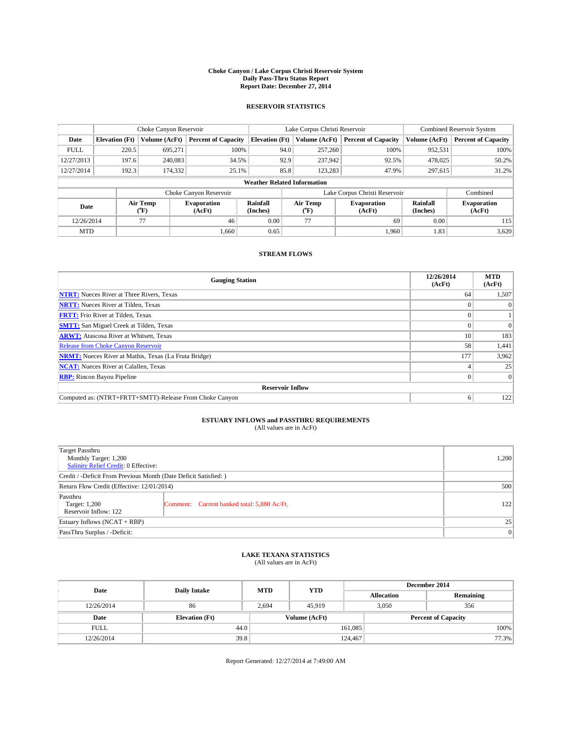# Choke Canyon / Lake Corpus Christi Reservoir System
## Daily Pass-Thru Status Report
### Report Date: December 27, 2014

## RESERVOIR STATISTICS

| | Choke Canyon Reservoir | | | Lake Corpus Christi Reservoir | | | Combined Reservoir System | |
|---|---|---|---|---|---|---|---|---|
| Date | Elevation (Ft) | Volume (AcFt) | Percent of Capacity | Elevation (Ft) | Volume (AcFt) | Percent of Capacity | Volume (AcFt) | Percent of Capacity |
| FULL | 220.5 | 695,271 | 100% | 94.0 | 257,260 | 100% | 952,531 | 100% |
| 12/27/2013 | 197.6 | 240,083 | 34.5% | 92.9 | 237,942 | 92.5% | 478,025 | 50.2% |
| 12/27/2014 | 192.3 | 174,332 | 25.1% | 85.8 | 123,283 | 47.9% | 297,615 | 31.2% |

**Weather Related Information**

| | Choke Canyon Reservoir | | | Lake Corpus Christi Reservoir | | | Combined |
|---|---|---|---|---|---|---|---|
| Date | Air Temp (°F) | Evaporation (AcFt) | Rainfall (Inches) | Air Temp (°F) | Evaporation (AcFt) | Rainfall (Inches) | Evaporation (AcFt) |
| 12/26/2014 | 77 | 46 | 0.00 | 77 | 69 | 0.00 | 115 |
| MTD | | 1,660 | 0.65 | | 1,960 | 1.83 | 3,620 |

## STREAM FLOWS

| Gauging Station | 12/26/2014 (AcFt) | MTD (AcFt) |
|---|---|---|
| **NTRT:** Nueces River at Three Rivers, Texas | 64 | 1,507 |
| **NRTT:** Nueces River at Tilden, Texas | 0 | 0 |
| **FRTT:** Frio River at Tilden, Texas | 0 | 1 |
| **SMTT:** San Miguel Creek at Tilden, Texas | 0 | 0 |
| **ARWT:** Atascosa River at Whitsett, Texas | 10 | 183 |
| Release from Choke Canyon Reservoir | 58 | 1,441 |
| **NRMT:** Nueces River at Mathis, Texas (La Fruta Bridge) | 177 | 3,962 |
| **NCAT:** Nueces River at Calallen, Texas | 4 | 25 |
| **RBP:** Rincon Bayou Pipeline | 0 | 0 |
| **Reservoir Inflow** | | |
| Computed as: (NTRT+FRTT+SMTT)-Release From Choke Canyon | 6 | 122 |

## ESTUARY INFLOWS and PASSTHRU REQUIREMENTS
(All values are in AcFt)

| | | |
|---|---|---|
| Target Passthru<br>Monthly Target: 1,200<br>Salinity Relief Credit: 0 Effective: | | 1,200 |
| Credit / -Deficit From Previous Month (Date Deficit Satisfied: ) | | |
| Return Flow Credit (Effective: 12/01/2014) | | 500 |
| Passthru<br>Target: 1,200<br>Reservoir Inflow: 122 | Comment: Current banked total: 5,880 Ac/Ft. | 122 |
| Estuary Inflows (NCAT + RBP) | | 25 |
| PassThru Surplus / -Deficit: | | 0 |

## LAKE TEXANA STATISTICS
(All values are in AcFt)

| Date | Daily Intake | MTD | YTD | December 2014 Allocation | December 2014 Remaining |
|---|---|---|---|---|---|
| 12/26/2014 | 86 | 2,694 | 45,919 | 3,050 | 356 |

| Date | Elevation (Ft) | Volume (AcFt) | Percent of Capacity |
|---|---|---|---|
| FULL | 44.0 | 161,085 | 100% |
| 12/26/2014 | 39.8 | 124,467 | 77.3% |

Report Generated: 12/27/2014 at 7:49:00 AM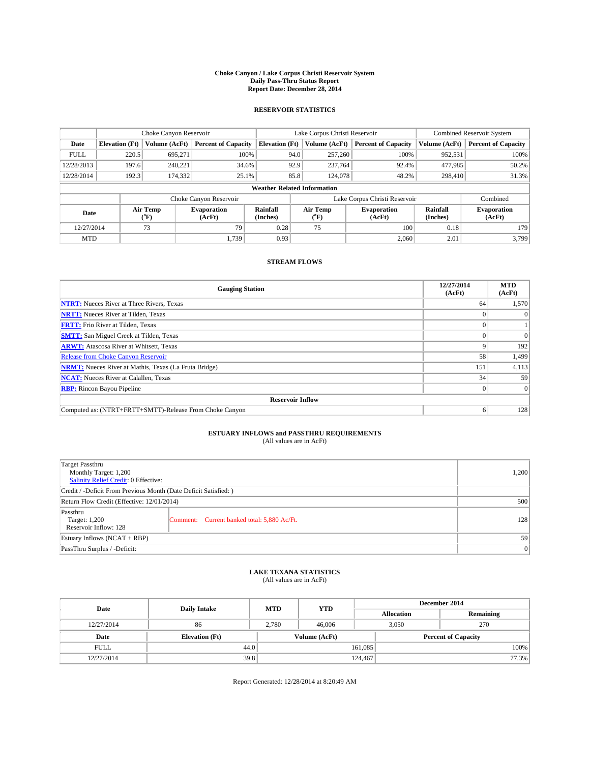**Choke Canyon / Lake Corpus Christi Reservoir System**
**Daily Pass-Thru Status Report**
**Report Date: December 28, 2014**

## RESERVOIR STATISTICS

| | Choke Canyon Reservoir | | | Lake Corpus Christi Reservoir | | | Combined Reservoir System | |
|---|---|---|---|---|---|---|---|---|
| **Date** | **Elevation (Ft)** | **Volume (AcFt)** | **Percent of Capacity** | **Elevation (Ft)** | **Volume (AcFt)** | **Percent of Capacity** | **Volume (AcFt)** | **Percent of Capacity** |
| FULL | 220.5 | 695,271 | 100% | 94.0 | 257,260 | 100% | 952,531 | 100% |
| 12/28/2013 | 197.6 | 240,221 | 34.6% | 92.9 | 237,764 | 92.4% | 477,985 | 50.2% |
| 12/28/2014 | 192.3 | 174,332 | 25.1% | 85.8 | 124,078 | 48.2% | 298,410 | 31.3% |

**Weather Related Information**

| | Choke Canyon Reservoir | | | Lake Corpus Christi Reservoir | | | Combined |
|---|---|---|---|---|---|---|---|
| **Date** | **Air Temp (°F)** | **Evaporation (AcFt)** | **Rainfall (Inches)** | **Air Temp (°F)** | **Evaporation (AcFt)** | **Rainfall (Inches)** | **Evaporation (AcFt)** |
| 12/27/2014 | 73 | 79 | 0.28 | 75 | 100 | 0.18 | 179 |
| MTD | | 1,739 | 0.93 | | 2,060 | 2.01 | 3,799 |

## STREAM FLOWS

| Gauging Station | 12/27/2014 (AcFt) | MTD (AcFt) |
|---|---|---|
| **NTRT:** Nueces River at Three Rivers, Texas | 64 | 1,570 |
| **NRTT:** Nueces River at Tilden, Texas | 0 | 0 |
| **FRTT:** Frio River at Tilden, Texas | 0 | 1 |
| **SMTT:** San Miguel Creek at Tilden, Texas | 0 | 0 |
| **ARWT:** Atascosa River at Whitsett, Texas | 9 | 192 |
| Release from Choke Canyon Reservoir | 58 | 1,499 |
| **NRMT:** Nueces River at Mathis, Texas (La Fruta Bridge) | 151 | 4,113 |
| **NCAT:** Nueces River at Calallen, Texas | 34 | 59 |
| **RBP:** Rincon Bayou Pipeline | 0 | 0 |
| **Reservoir Inflow** | | |
| Computed as: (NTRT+FRTT+SMTT)-Release From Choke Canyon | 6 | 128 |

## ESTUARY INFLOWS and PASSTHRU REQUIREMENTS

(All values are in AcFt)

| | | |
|---|---|---|
| Target Passthru<br>Monthly Target: 1,200<br>Salinity Relief Credit: 0 Effective: | | 1,200 |
| Credit / -Deficit From Previous Month (Date Deficit Satisfied: ) | | |
| Return Flow Credit (Effective: 12/01/2014) | | 500 |
| Passthru<br>Target: 1,200<br>Reservoir Inflow: 128 | Comment: Current banked total: 5,880 Ac/Ft. | 128 |
| Estuary Inflows (NCAT + RBP) | | 59 |
| PassThru Surplus / -Deficit: | | 0 |

## LAKE TEXANA STATISTICS

(All values are in AcFt)

| Date | Daily Intake | MTD | YTD | December 2014 Allocation | December 2014 Remaining |
|---|---|---|---|---|---|
| 12/27/2014 | 86 | 2,780 | 46,006 | 3,050 | 270 |

| Date | Elevation (Ft) | Volume (AcFt) | Percent of Capacity |
|---|---|---|---|
| FULL | 44.0 | 161,085 | 100% |
| 12/27/2014 | 39.8 | 124,467 | 77.3% |

Report Generated: 12/28/2014 at 8:20:49 AM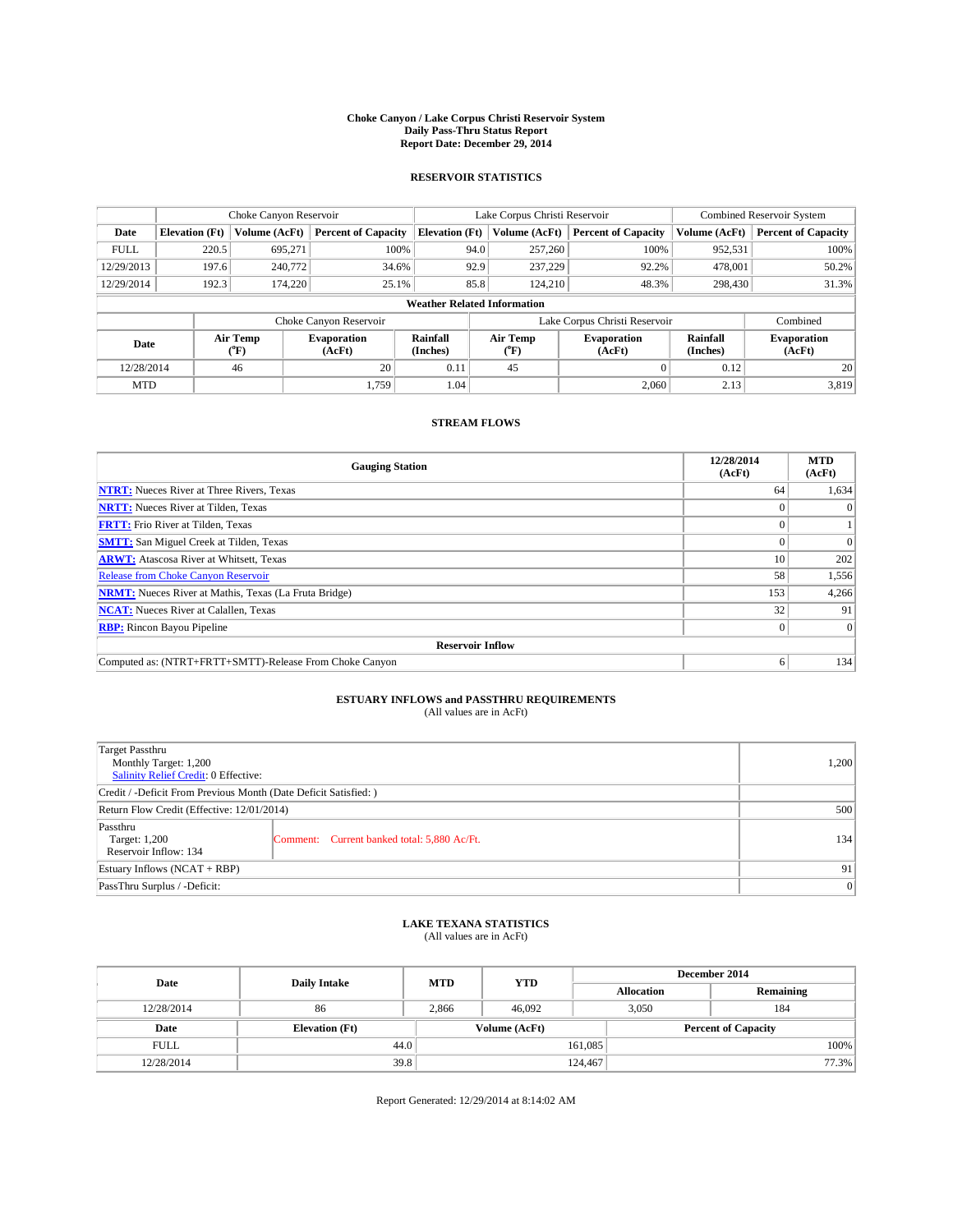**Choke Canyon / Lake Corpus Christi Reservoir System**
**Daily Pass-Thru Status Report**
**Report Date: December 29, 2014**

## RESERVOIR STATISTICS

| | Choke Canyon Reservoir | | | Lake Corpus Christi Reservoir | | | Combined Reservoir System | |
|---|---|---|---|---|---|---|---|---|
| Date | Elevation (Ft) | Volume (AcFt) | Percent of Capacity | Elevation (Ft) | Volume (AcFt) | Percent of Capacity | Volume (AcFt) | Percent of Capacity |
| FULL | 220.5 | 695,271 | 100% | 94.0 | 257,260 | 100% | 952,531 | 100% |
| 12/29/2013 | 197.6 | 240,772 | 34.6% | 92.9 | 237,229 | 92.2% | 478,001 | 50.2% |
| 12/29/2014 | 192.3 | 174,220 | 25.1% | 85.8 | 124,210 | 48.3% | 298,430 | 31.3% |

**Weather Related Information**

| | Choke Canyon Reservoir | | | Lake Corpus Christi Reservoir | | | Combined |
|---|---|---|---|---|---|---|---|
| Date | Air Temp (°F) | Evaporation (AcFt) | Rainfall (Inches) | Air Temp (°F) | Evaporation (AcFt) | Rainfall (Inches) | Evaporation (AcFt) |
| 12/28/2014 | 46 | 20 | 0.11 | 45 | 0 | 0.12 | 20 |
| MTD | | 1,759 | 1.04 | | 2,060 | 2.13 | 3,819 |

## STREAM FLOWS

| Gauging Station | 12/28/2014 (AcFt) | MTD (AcFt) |
|---|---|---|
| NTRT: Nueces River at Three Rivers, Texas | 64 | 1,634 |
| NRTT: Nueces River at Tilden, Texas | 0 | 0 |
| FRTT: Frio River at Tilden, Texas | 0 | 1 |
| SMTT: San Miguel Creek at Tilden, Texas | 0 | 0 |
| ARWT: Atascosa River at Whitsett, Texas | 10 | 202 |
| Release from Choke Canyon Reservoir | 58 | 1,556 |
| NRMT: Nueces River at Mathis, Texas (La Fruta Bridge) | 153 | 4,266 |
| NCAT: Nueces River at Calallen, Texas | 32 | 91 |
| RBP: Rincon Bayou Pipeline | 0 | 0 |
| **Reservoir Inflow** | | |
| Computed as: (NTRT+FRTT+SMTT)-Release From Choke Canyon | 6 | 134 |

## ESTUARY INFLOWS and PASSTHRU REQUIREMENTS
(All values are in AcFt)

| | | |
|---|---|---|
| Target Passthru<br>Monthly Target: 1,200<br>Salinity Relief Credit: 0 Effective: | | 1,200 |
| Credit / -Deficit From Previous Month (Date Deficit Satisfied: ) | | |
| Return Flow Credit (Effective: 12/01/2014) | | 500 |
| Passthru<br>Target: 1,200<br>Reservoir Inflow: 134 | Comment: Current banked total: 5,880 Ac/Ft. | 134 |
| Estuary Inflows (NCAT + RBP) | | 91 |
| PassThru Surplus / -Deficit: | | 0 |

## LAKE TEXANA STATISTICS
(All values are in AcFt)

| Date | Daily Intake | MTD | YTD | December 2014 Allocation | December 2014 Remaining |
|---|---|---|---|---|---|
| 12/28/2014 | 86 | 2,866 | 46,092 | 3,050 | 184 |

| Date | Elevation (Ft) | Volume (AcFt) | Percent of Capacity |
|---|---|---|---|
| FULL | 44.0 | 161,085 | 100% |
| 12/28/2014 | 39.8 | 124,467 | 77.3% |

Report Generated: 12/29/2014 at 8:14:02 AM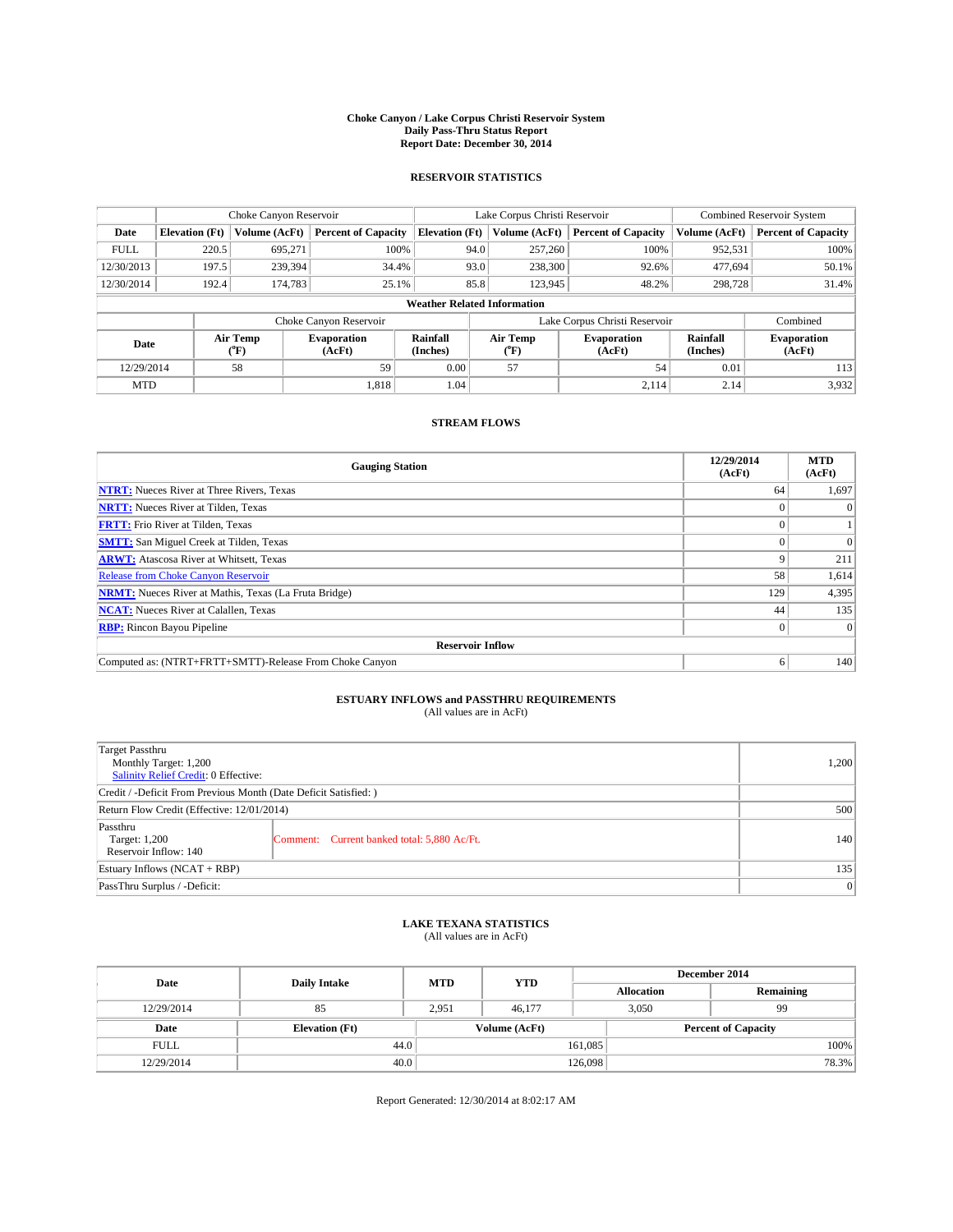# Choke Canyon / Lake Corpus Christi Reservoir System
## Daily Pass-Thru Status Report
## Report Date: December 30, 2014

### RESERVOIR STATISTICS

| | Choke Canyon Reservoir | | | Lake Corpus Christi Reservoir | | | Combined Reservoir System | |
|---|---|---|---|---|---|---|---|---|
| Date | Elevation (Ft) | Volume (AcFt) | Percent of Capacity | Elevation (Ft) | Volume (AcFt) | Percent of Capacity | Volume (AcFt) | Percent of Capacity |
| FULL | 220.5 | 695,271 | 100% | 94.0 | 257,260 | 100% | 952,531 | 100% |
| 12/30/2013 | 197.5 | 239,394 | 34.4% | 93.0 | 238,300 | 92.6% | 477,694 | 50.1% |
| 12/30/2014 | 192.4 | 174,783 | 25.1% | 85.8 | 123,945 | 48.2% | 298,728 | 31.4% |

**Weather Related Information**

| | Choke Canyon Reservoir | | | Lake Corpus Christi Reservoir | | | Combined |
|---|---|---|---|---|---|---|---|
| Date | Air Temp (°F) | Evaporation (AcFt) | Rainfall (Inches) | Air Temp (°F) | Evaporation (AcFt) | Rainfall (Inches) | Evaporation (AcFt) |
| 12/29/2014 | 58 | 59 | 0.00 | 57 | 54 | 0.01 | 113 |
| MTD | | 1,818 | 1.04 | | 2,114 | 2.14 | 3,932 |

### STREAM FLOWS

| Gauging Station | 12/29/2014 (AcFt) | MTD (AcFt) |
|---|---|---|
| NTRT: Nueces River at Three Rivers, Texas | 64 | 1,697 |
| NRTT: Nueces River at Tilden, Texas | 0 | 0 |
| FRTT: Frio River at Tilden, Texas | 0 | 1 |
| SMTT: San Miguel Creek at Tilden, Texas | 0 | 0 |
| ARWT: Atascosa River at Whitsett, Texas | 9 | 211 |
| Release from Choke Canyon Reservoir | 58 | 1,614 |
| NRMT: Nueces River at Mathis, Texas (La Fruta Bridge) | 129 | 4,395 |
| NCAT: Nueces River at Calallen, Texas | 44 | 135 |
| RBP: Rincon Bayou Pipeline | 0 | 0 |
| **Reservoir Inflow** | | |
| Computed as: (NTRT+FRTT+SMTT)-Release From Choke Canyon | 6 | 140 |

### ESTUARY INFLOWS and PASSTHRU REQUIREMENTS
(All values are in AcFt)

| | | |
|---|---|---|
| Target Passthru<br>Monthly Target: 1,200<br>Salinity Relief Credit: 0 Effective: | | 1,200 |
| Credit / -Deficit From Previous Month (Date Deficit Satisfied: ) | | |
| Return Flow Credit (Effective: 12/01/2014) | | 500 |
| Passthru<br>Target: 1,200<br>Reservoir Inflow: 140 | Comment: Current banked total: 5,880 Ac/Ft. | 140 |
| Estuary Inflows (NCAT + RBP) | | 135 |
| PassThru Surplus / -Deficit: | | 0 |

### LAKE TEXANA STATISTICS
(All values are in AcFt)

| Date | Daily Intake | MTD | YTD | December 2014 Allocation | December 2014 Remaining |
|---|---|---|---|---|---|
| 12/29/2014 | 85 | 2,951 | 46,177 | 3,050 | 99 |

| Date | Elevation (Ft) | Volume (AcFt) | Percent of Capacity |
|---|---|---|---|
| FULL | 44.0 | 161,085 | 100% |
| 12/29/2014 | 40.0 | 126,098 | 78.3% |

Report Generated: 12/30/2014 at 8:02:17 AM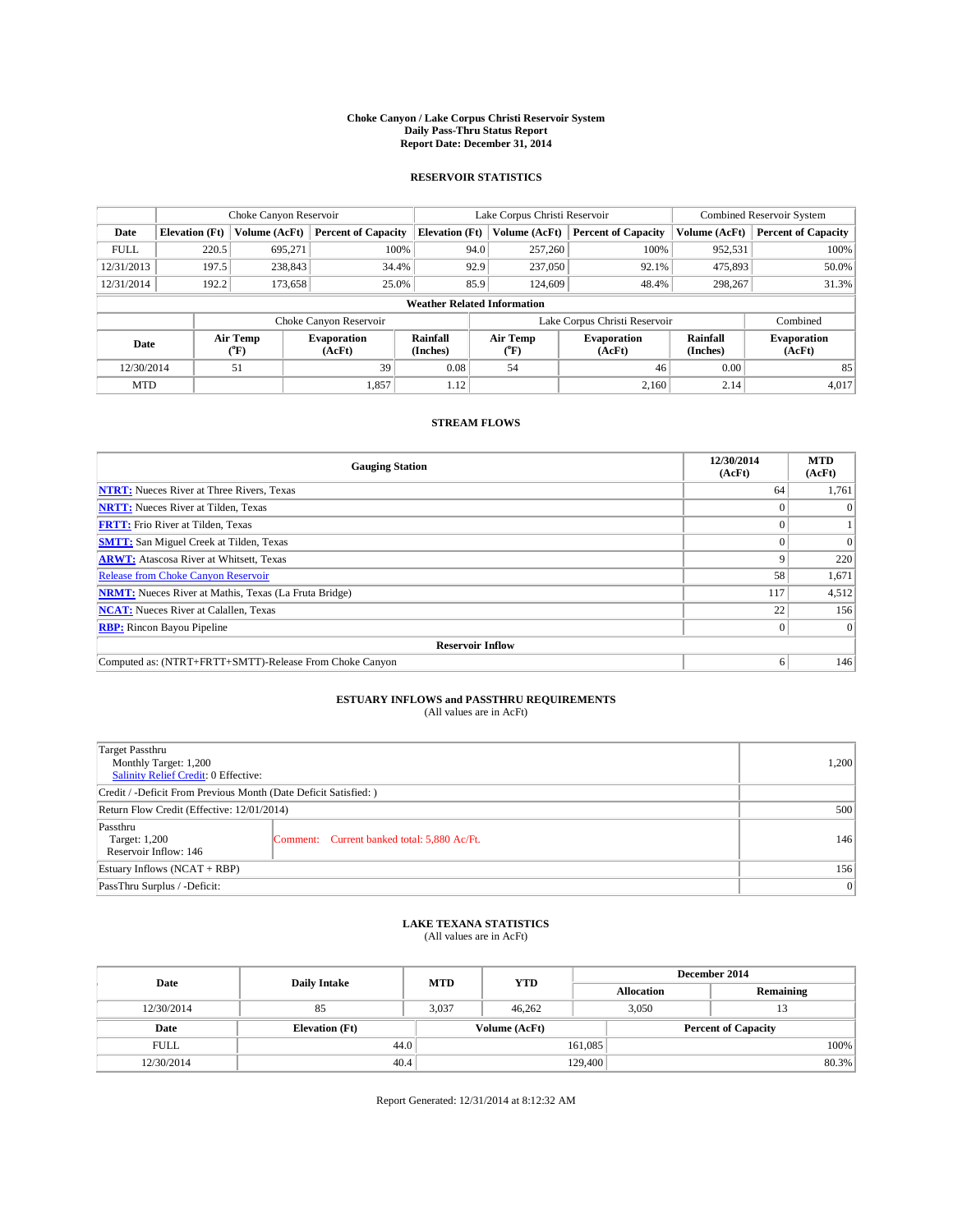# Choke Canyon / Lake Corpus Christi Reservoir System
## Daily Pass-Thru Status Report
## Report Date: December 31, 2014

### RESERVOIR STATISTICS

| | Choke Canyon Reservoir | | | Lake Corpus Christi Reservoir | | | Combined Reservoir System | |
|---|---|---|---|---|---|---|---|---|
| Date | Elevation (Ft) | Volume (AcFt) | Percent of Capacity | Elevation (Ft) | Volume (AcFt) | Percent of Capacity | Volume (AcFt) | Percent of Capacity |
| FULL | 220.5 | 695,271 | 100% | 94.0 | 257,260 | 100% | 952,531 | 100% |
| 12/31/2013 | 197.5 | 238,843 | 34.4% | 92.9 | 237,050 | 92.1% | 475,893 | 50.0% |
| 12/31/2014 | 192.2 | 173,658 | 25.0% | 85.9 | 124,609 | 48.4% | 298,267 | 31.3% |

**Weather Related Information**

| | Choke Canyon Reservoir | | | Lake Corpus Christi Reservoir | | | Combined |
|---|---|---|---|---|---|---|---|
| Date | Air Temp (°F) | Evaporation (AcFt) | Rainfall (Inches) | Air Temp (°F) | Evaporation (AcFt) | Rainfall (Inches) | Evaporation (AcFt) |
| 12/30/2014 | 51 | 39 | 0.08 | 54 | 46 | 0.00 | 85 |
| MTD | | 1,857 | 1.12 | | 2,160 | 2.14 | 4,017 |

### STREAM FLOWS

| Gauging Station | 12/30/2014 (AcFt) | MTD (AcFt) |
|---|---|---|
| **NTRT:** Nueces River at Three Rivers, Texas | 64 | 1,761 |
| **NRTT:** Nueces River at Tilden, Texas | 0 | 0 |
| **FRTT:** Frio River at Tilden, Texas | 0 | 1 |
| **SMTT:** San Miguel Creek at Tilden, Texas | 0 | 0 |
| **ARWT:** Atascosa River at Whitsett, Texas | 9 | 220 |
| Release from Choke Canyon Reservoir | 58 | 1,671 |
| **NRMT:** Nueces River at Mathis, Texas (La Fruta Bridge) | 117 | 4,512 |
| **NCAT:** Nueces River at Calallen, Texas | 22 | 156 |
| **RBP:** Rincon Bayou Pipeline | 0 | 0 |
| **Reservoir Inflow** | | |
| Computed as: (NTRT+FRTT+SMTT)-Release From Choke Canyon | 6 | 146 |

### ESTUARY INFLOWS and PASSTHRU REQUIREMENTS
(All values are in AcFt)

| | |
|---|---|
| Target Passthru<br>Monthly Target: 1,200<br>Salinity Relief Credit: 0 Effective: | 1,200 |
| Credit / -Deficit From Previous Month (Date Deficit Satisfied: ) | |
| Return Flow Credit (Effective: 12/01/2014) | 500 |
| Passthru<br>Target: 1,200<br>Reservoir Inflow: 146 — Comment: Current banked total: 5,880 Ac/Ft. | 146 |
| Estuary Inflows (NCAT + RBP) | 156 |
| PassThru Surplus / -Deficit: | 0 |

### LAKE TEXANA STATISTICS
(All values are in AcFt)

| Date | Daily Intake | MTD | YTD | December 2014 Allocation | December 2014 Remaining |
|---|---|---|---|---|---|
| 12/30/2014 | 85 | 3,037 | 46,262 | 3,050 | 13 |

| Date | Elevation (Ft) | Volume (AcFt) | Percent of Capacity |
|---|---|---|---|
| FULL | 44.0 | 161,085 | 100% |
| 12/30/2014 | 40.4 | 129,400 | 80.3% |

Report Generated: 12/31/2014 at 8:12:32 AM